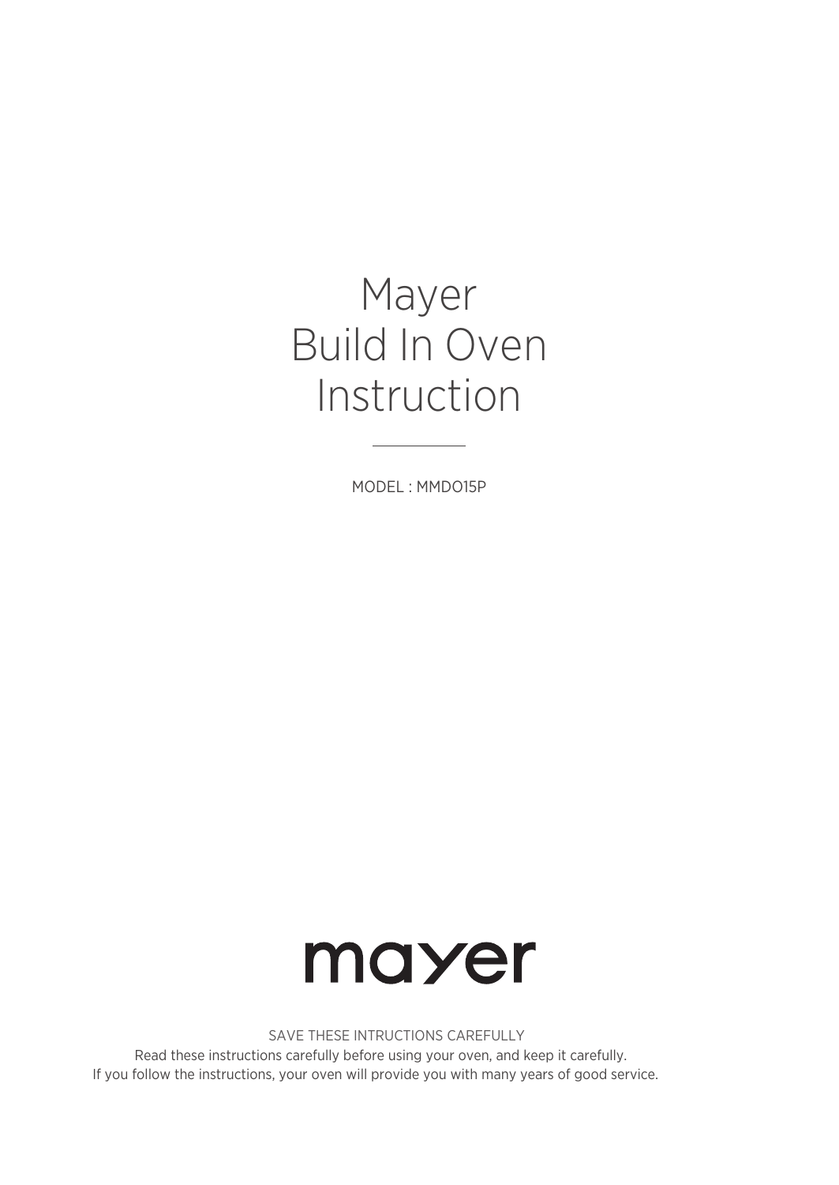# Mayer
# Build In Oven
# Instruction

---

MODEL : MMDO15P

mayer

SAVE THESE INTRUCTIONS CAREFULLY

Read these instructions carefully before using your oven, and keep it carefully.

If you follow the instructions, your oven will provide you with many years of good service.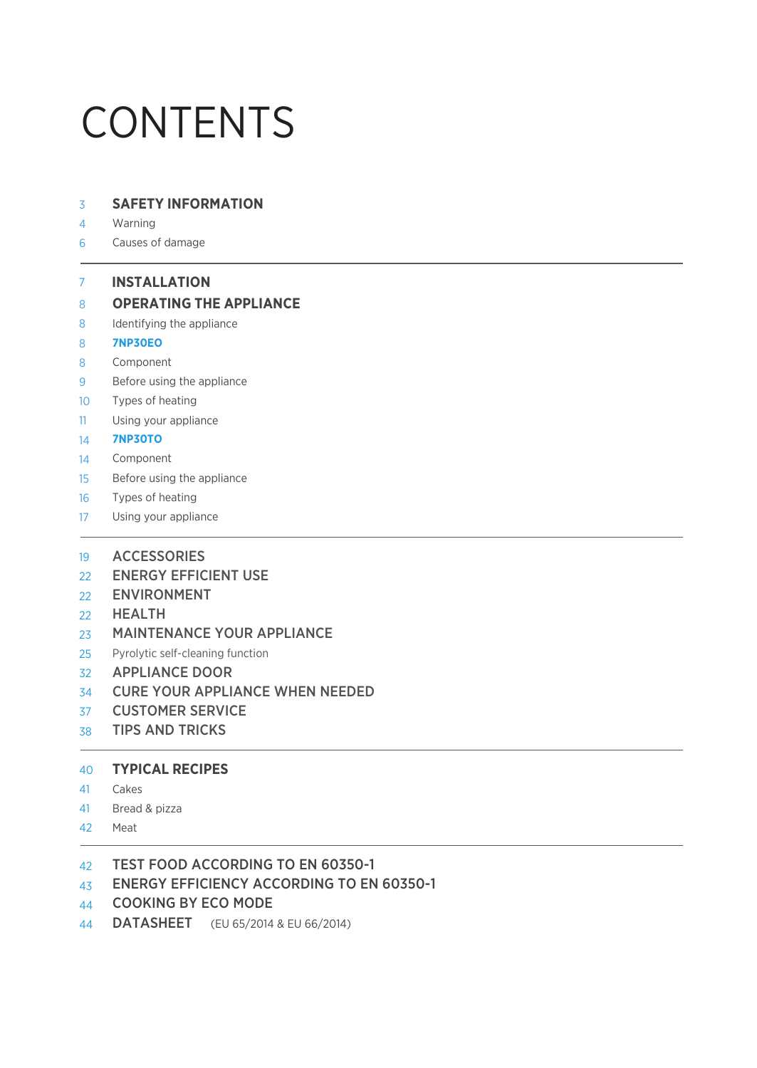# CONTENTS

3 **SAFETY INFORMATION**
4 Warning
6 Causes of damage

---

7 **INSTALLATION**
8 **OPERATING THE APPLIANCE**
8 Identifying the appliance
8 **7NP30EO**
8 Component
9 Before using the appliance
10 Types of heating
11 Using your appliance
14 **7NP30TO**
14 Component
15 Before using the appliance
16 Types of heating
17 Using your appliance

---

19 **ACCESSORIES**
22 **ENERGY EFFICIENT USE**
22 **ENVIRONMENT**
22 **HEALTH**
23 **MAINTENANCE YOUR APPLIANCE**
25 Pyrolytic self-cleaning function
32 **APPLIANCE DOOR**
34 **CURE YOUR APPLIANCE WHEN NEEDED**
37 **CUSTOMER SERVICE**
38 **TIPS AND TRICKS**

---

40 **TYPICAL RECIPES**
41 Cakes
41 Bread & pizza
42 Meat

---

42 **TEST FOOD ACCORDING TO EN 60350-1**
43 **ENERGY EFFICIENCY ACCORDING TO EN 60350-1**
44 **COOKING BY ECO MODE**
44 **DATASHEET** (EU 65/2014 & EU 66/2014)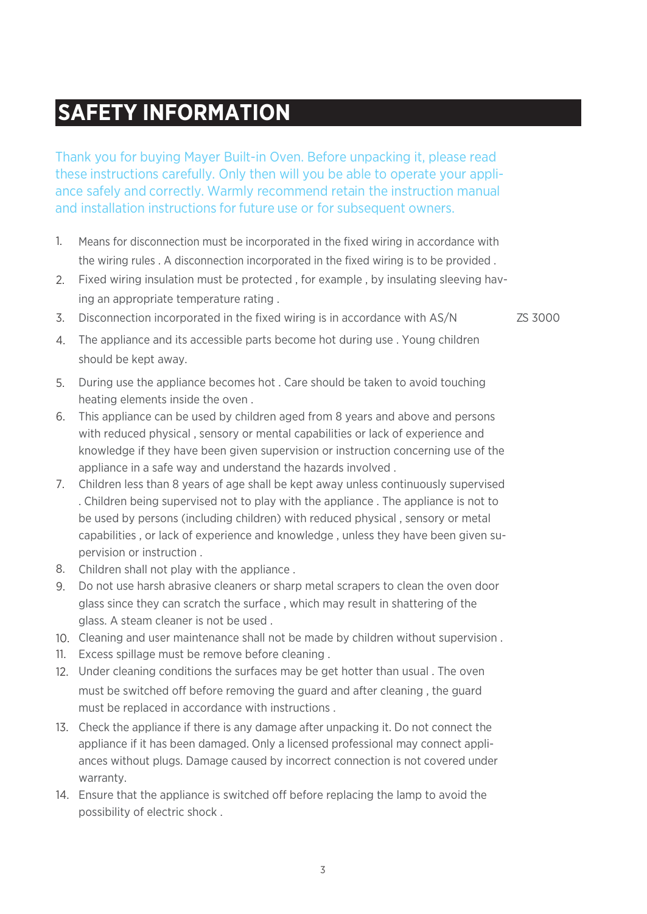# SAFETY INFORMATION

Thank you for buying Mayer Built-in Oven. Before unpacking it, please read these instructions carefully. Only then will you be able to operate your appliance safely and correctly. Warmly recommend retain the instruction manual and installation instructions for future use or for subsequent owners.

1. Means for disconnection must be incorporated in the fixed wiring in accordance with the wiring rules . A disconnection incorporated in the fixed wiring is to be provided .
2. Fixed wiring insulation must be protected , for example , by insulating sleeving having an appropriate temperature rating .
3. Disconnection incorporated in the fixed wiring is in accordance with AS/N ZS 3000
4. The appliance and its accessible parts become hot during use . Young children should be kept away.
5. During use the appliance becomes hot . Care should be taken to avoid touching heating elements inside the oven .
6. This appliance can be used by children aged from 8 years and above and persons with reduced physical , sensory or mental capabilities or lack of experience and knowledge if they have been given supervision or instruction concerning use of the appliance in a safe way and understand the hazards involved .
7. Children less than 8 years of age shall be kept away unless continuously supervised . Children being supervised not to play with the appliance . The appliance is not to be used by persons (including children) with reduced physical , sensory or metal capabilities , or lack of experience and knowledge , unless they have been given supervision or instruction .
8. Children shall not play with the appliance .
9. Do not use harsh abrasive cleaners or sharp metal scrapers to clean the oven door glass since they can scratch the surface , which may result in shattering of the glass. A steam cleaner is not be used .
10. Cleaning and user maintenance shall not be made by children without supervision .
11. Excess spillage must be remove before cleaning .
12. Under cleaning conditions the surfaces may be get hotter than usual . The oven must be switched off before removing the guard and after cleaning , the guard must be replaced in accordance with instructions .
13. Check the appliance if there is any damage after unpacking it. Do not connect the appliance if it has been damaged. Only a licensed professional may connect appliances without plugs. Damage caused by incorrect connection is not covered under warranty.
14. Ensure that the appliance is switched off before replacing the lamp to avoid the possibility of electric shock .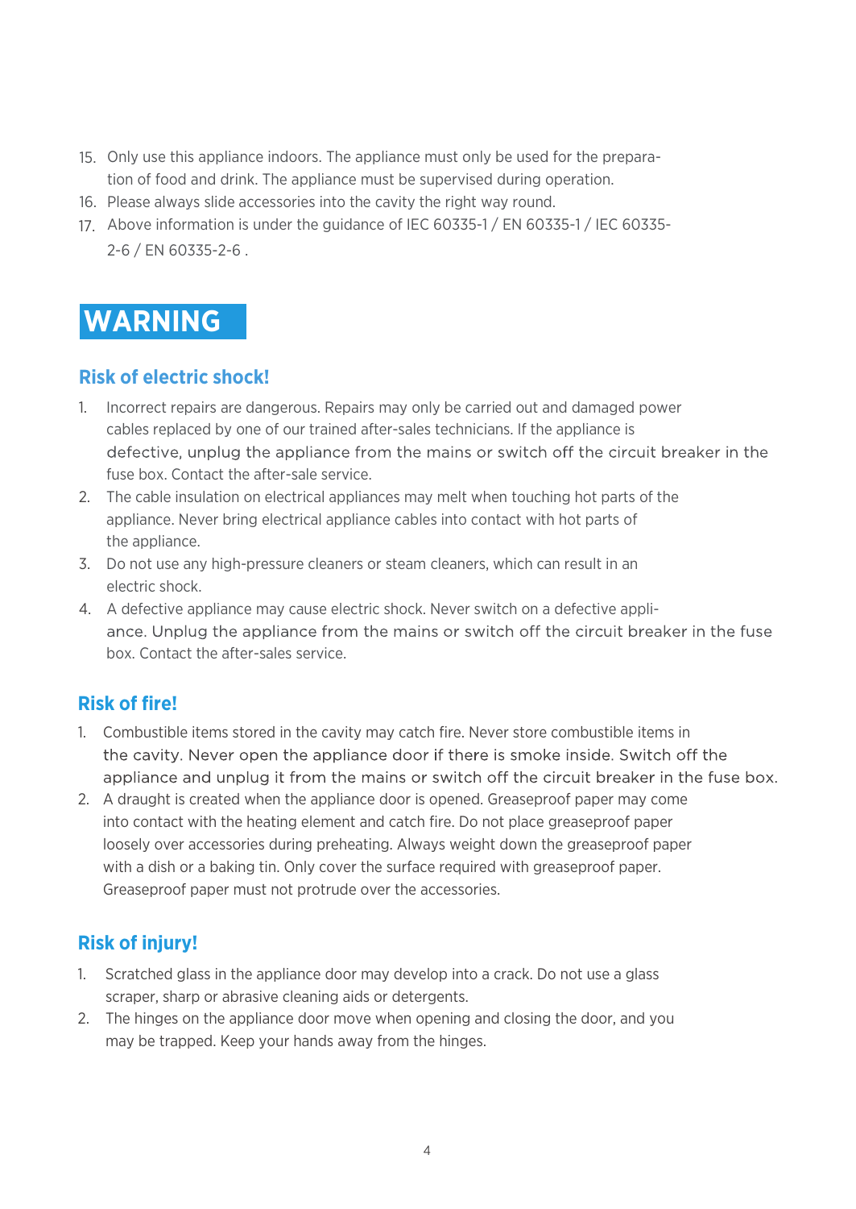15. Only use this appliance indoors. The appliance must only be used for the preparation of food and drink. The appliance must be supervised during operation.
16. Please always slide accessories into the cavity the right way round.
17. Above information is under the guidance of IEC 60335-1 / EN 60335-1 / IEC 60335-2-6 / EN 60335-2-6 .

# WARNING

## Risk of electric shock!

1. Incorrect repairs are dangerous. Repairs may only be carried out and damaged power cables replaced by one of our trained after-sales technicians. If the appliance is defective, unplug the appliance from the mains or switch off the circuit breaker in the fuse box. Contact the after-sale service.
2. The cable insulation on electrical appliances may melt when touching hot parts of the appliance. Never bring electrical appliance cables into contact with hot parts of the appliance.
3. Do not use any high-pressure cleaners or steam cleaners, which can result in an electric shock.
4. A defective appliance may cause electric shock. Never switch on a defective appliance. Unplug the appliance from the mains or switch off the circuit breaker in the fuse box. Contact the after-sales service.

## Risk of fire!

1. Combustible items stored in the cavity may catch fire. Never store combustible items in the cavity. Never open the appliance door if there is smoke inside. Switch off the appliance and unplug it from the mains or switch off the circuit breaker in the fuse box.
2. A draught is created when the appliance door is opened. Greaseproof paper may come into contact with the heating element and catch fire. Do not place greaseproof paper loosely over accessories during preheating. Always weight down the greaseproof paper with a dish or a baking tin. Only cover the surface required with greaseproof paper. Greaseproof paper must not protrude over the accessories.

## Risk of injury!

1. Scratched glass in the appliance door may develop into a crack. Do not use a glass scraper, sharp or abrasive cleaning aids or detergents.
2. The hinges on the appliance door move when opening and closing the door, and you may be trapped. Keep your hands away from the hinges.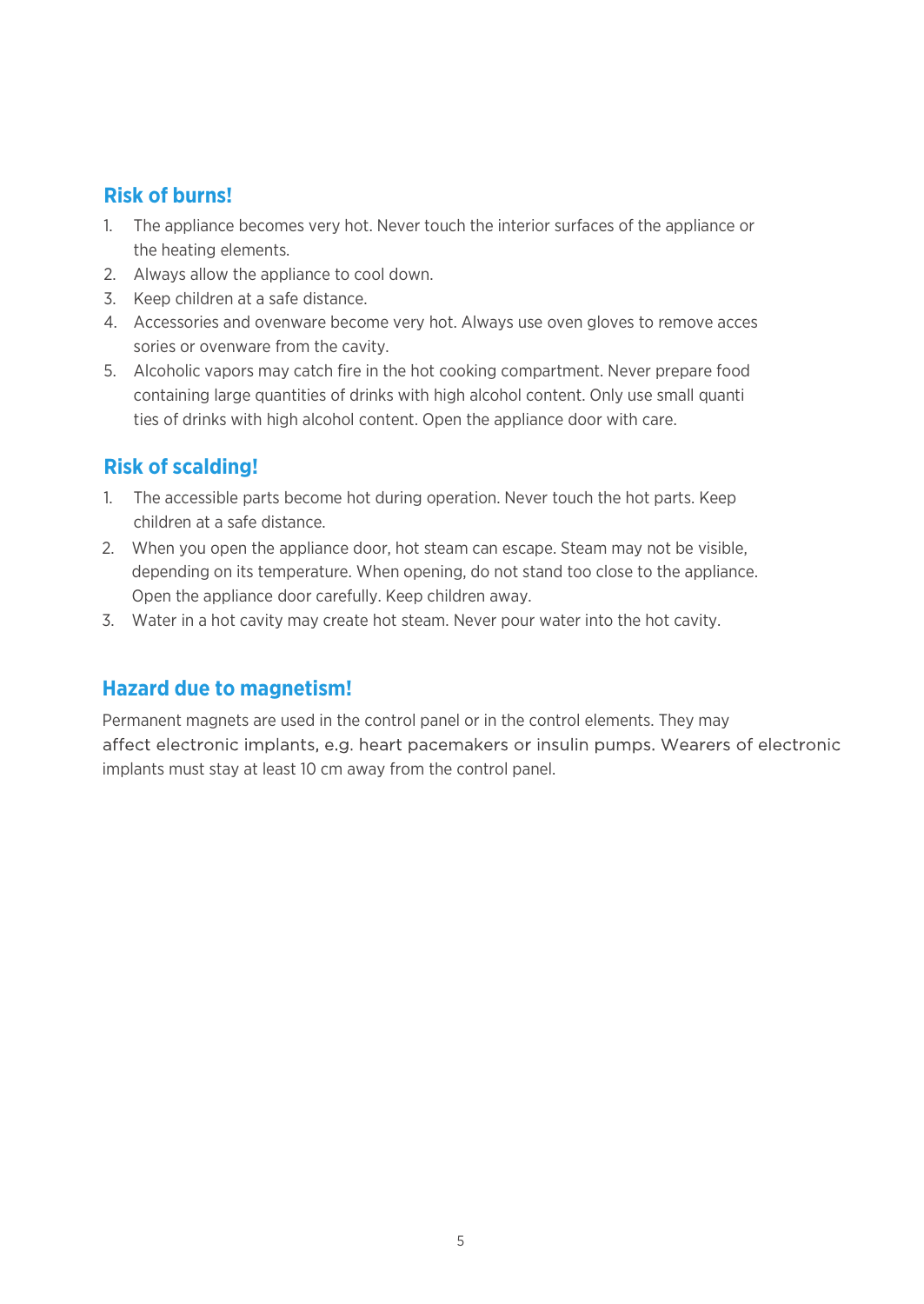## Risk of burns!

1. The appliance becomes very hot. Never touch the interior surfaces of the appliance or the heating elements.
2. Always allow the appliance to cool down.
3. Keep children at a safe distance.
4. Accessories and ovenware become very hot. Always use oven gloves to remove acces sories or ovenware from the cavity.
5. Alcoholic vapors may catch fire in the hot cooking compartment. Never prepare food containing large quantities of drinks with high alcohol content. Only use small quanti ties of drinks with high alcohol content. Open the appliance door with care.

## Risk of scalding!

1. The accessible parts become hot during operation. Never touch the hot parts. Keep children at a safe distance.
2. When you open the appliance door, hot steam can escape. Steam may not be visible, depending on its temperature. When opening, do not stand too close to the appliance. Open the appliance door carefully. Keep children away.
3. Water in a hot cavity may create hot steam. Never pour water into the hot cavity.

## Hazard due to magnetism!

Permanent magnets are used in the control panel or in the control elements. They may affect electronic implants, e.g. heart pacemakers or insulin pumps. Wearers of electronic implants must stay at least 10 cm away from the control panel.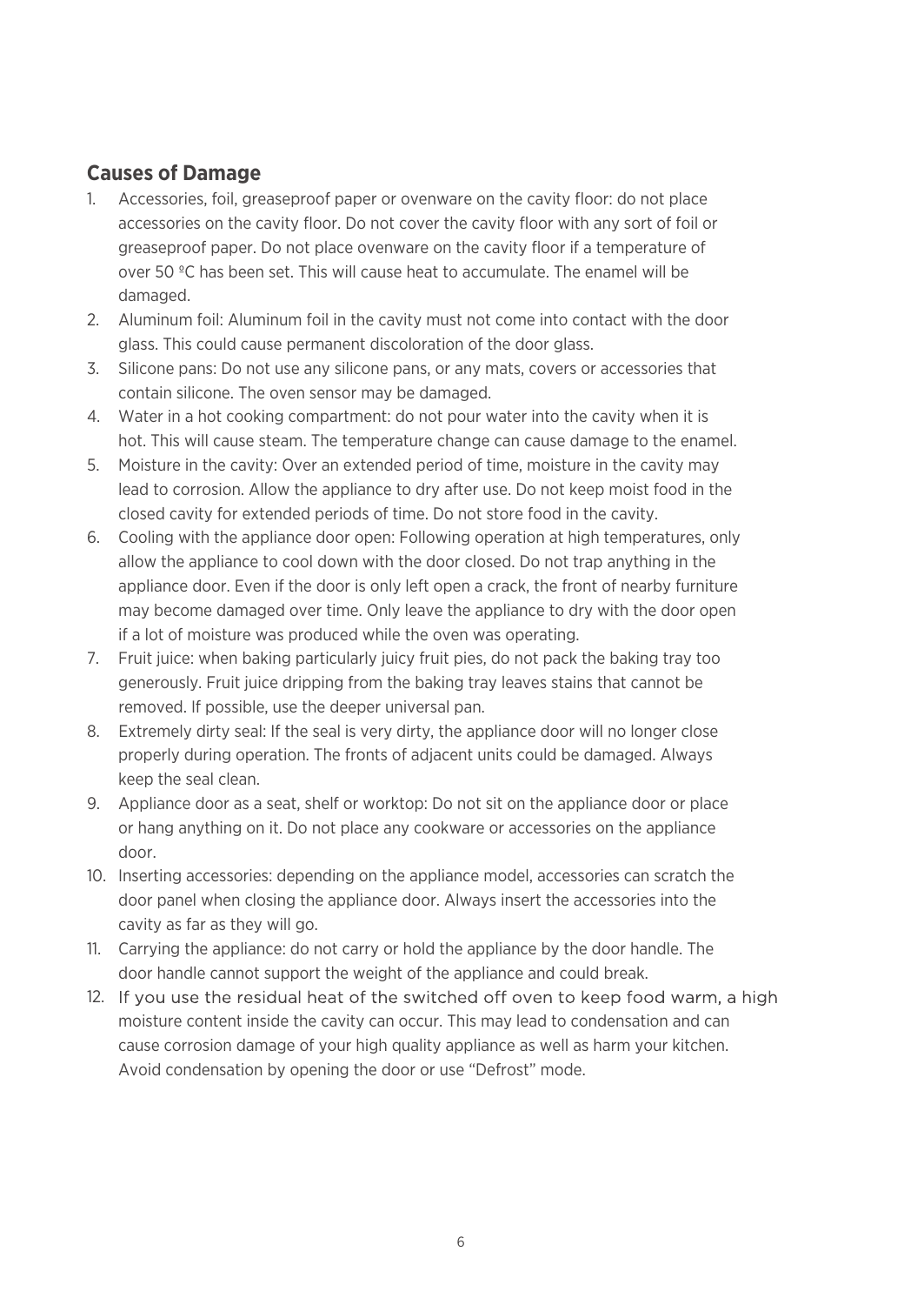## Causes of Damage

1. Accessories, foil, greaseproof paper or ovenware on the cavity floor: do not place accessories on the cavity floor. Do not cover the cavity floor with any sort of foil or greaseproof paper. Do not place ovenware on the cavity floor if a temperature of over 50 ºC has been set. This will cause heat to accumulate. The enamel will be damaged.
2. Aluminum foil: Aluminum foil in the cavity must not come into contact with the door glass. This could cause permanent discoloration of the door glass.
3. Silicone pans: Do not use any silicone pans, or any mats, covers or accessories that contain silicone. The oven sensor may be damaged.
4. Water in a hot cooking compartment: do not pour water into the cavity when it is hot. This will cause steam. The temperature change can cause damage to the enamel.
5. Moisture in the cavity: Over an extended period of time, moisture in the cavity may lead to corrosion. Allow the appliance to dry after use. Do not keep moist food in the closed cavity for extended periods of time. Do not store food in the cavity.
6. Cooling with the appliance door open: Following operation at high temperatures, only allow the appliance to cool down with the door closed. Do not trap anything in the appliance door. Even if the door is only left open a crack, the front of nearby furniture may become damaged over time. Only leave the appliance to dry with the door open if a lot of moisture was produced while the oven was operating.
7. Fruit juice: when baking particularly juicy fruit pies, do not pack the baking tray too generously. Fruit juice dripping from the baking tray leaves stains that cannot be removed. If possible, use the deeper universal pan.
8. Extremely dirty seal: If the seal is very dirty, the appliance door will no longer close properly during operation. The fronts of adjacent units could be damaged. Always keep the seal clean.
9. Appliance door as a seat, shelf or worktop: Do not sit on the appliance door or place or hang anything on it. Do not place any cookware or accessories on the appliance door.
10. Inserting accessories: depending on the appliance model, accessories can scratch the door panel when closing the appliance door. Always insert the accessories into the cavity as far as they will go.
11. Carrying the appliance: do not carry or hold the appliance by the door handle. The door handle cannot support the weight of the appliance and could break.
12. If you use the residual heat of the switched off oven to keep food warm, a high moisture content inside the cavity can occur. This may lead to condensation and can cause corrosion damage of your high quality appliance as well as harm your kitchen. Avoid condensation by opening the door or use "Defrost" mode.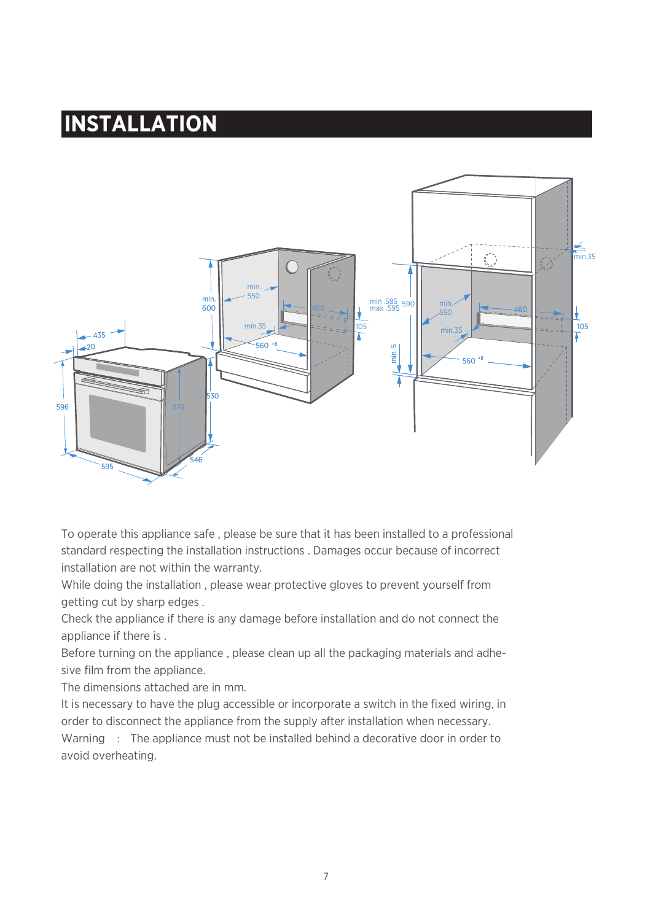# INSTALLATION

To operate this appliance safe , please be sure that it has been installed to a professional standard respecting the installation instructions . Damages occur because of incorrect installation are not within the warranty.

While doing the installation , please wear protective gloves to prevent yourself from getting cut by sharp edges .

Check the appliance if there is any damage before installation and do not connect the appliance if there is .

Before turning on the appliance , please clean up all the packaging materials and adhesive film from the appliance.

The dimensions attached are in mm.

It is necessary to have the plug accessible or incorporate a switch in the fixed wiring, in order to disconnect the appliance from the supply after installation when necessary.

Warning : The appliance must not be installed behind a decorative door in order to avoid overheating.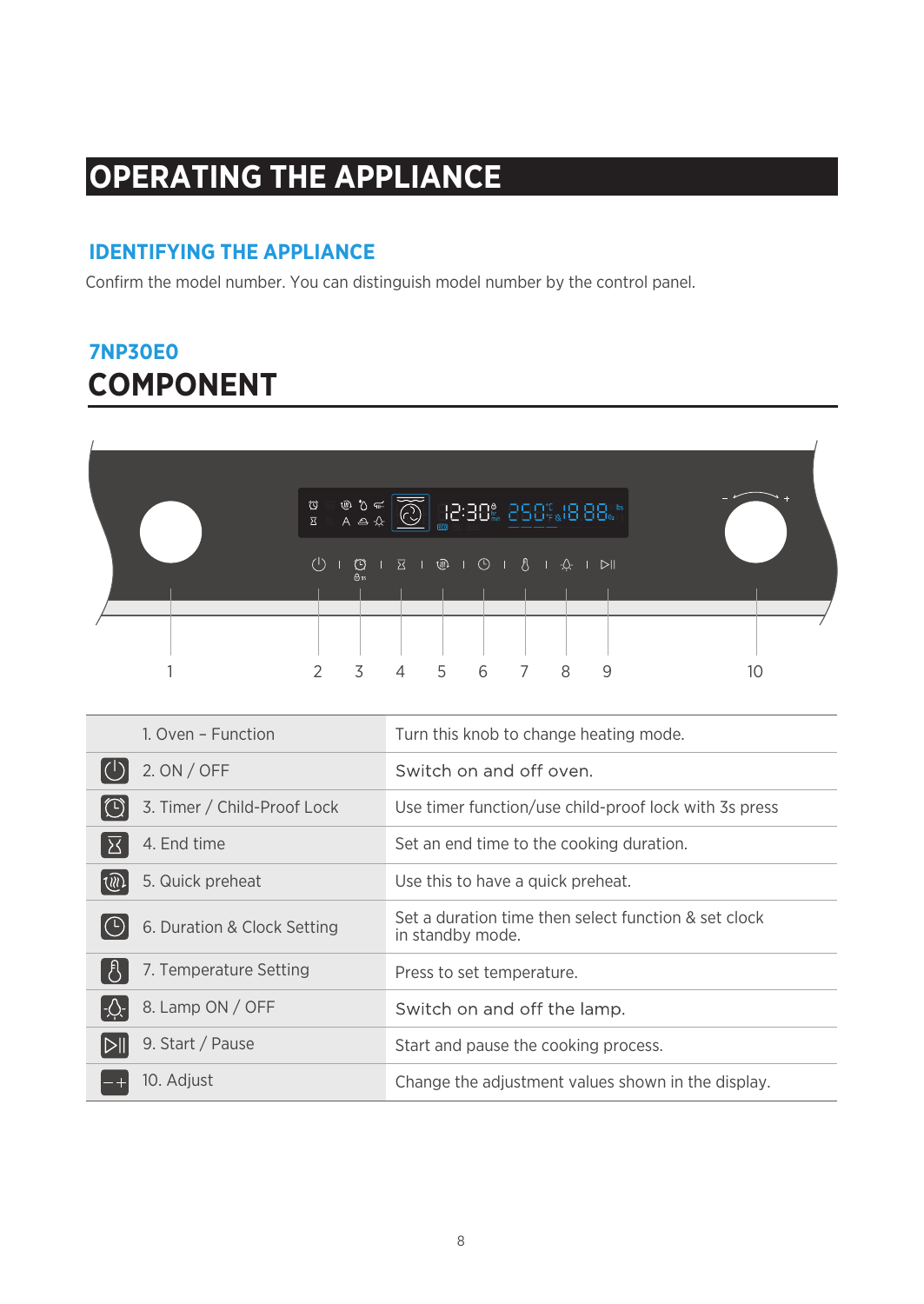# OPERATING THE APPLIANCE

## IDENTIFYING THE APPLIANCE

Confirm the model number. You can distinguish model number by the control panel.

## 7NP30E0

## COMPONENT

| Component | Description |
|---|---|
| 1. Oven – Function | Turn this knob to change heating mode. |
| 2. ON / OFF | Switch on and off oven. |
| 3. Timer / Child-Proof Lock | Use timer function/use child-proof lock with 3s press |
| 4. End time | Set an end time to the cooking duration. |
| 5. Quick preheat | Use this to have a quick preheat. |
| 6. Duration & Clock Setting | Set a duration time then select function & set clock in standby mode. |
| 7. Temperature Setting | Press to set temperature. |
| 8. Lamp ON / OFF | Switch on and off the lamp. |
| 9. Start / Pause | Start and pause the cooking process. |
| 10. Adjust | Change the adjustment values shown in the display. |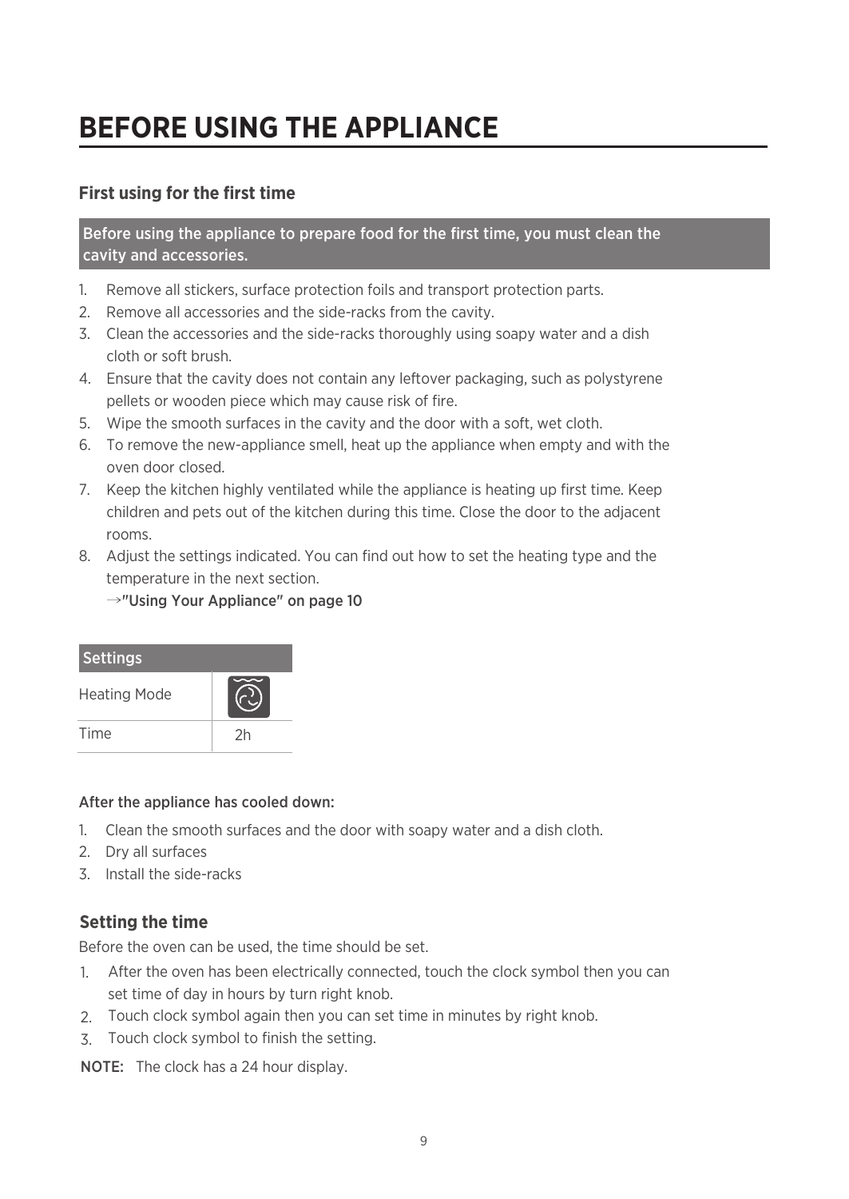# BEFORE USING THE APPLIANCE

## First using for the first time

**Before using the appliance to prepare food for the first time, you must clean the cavity and accessories.**

1. Remove all stickers, surface protection foils and transport protection parts.
2. Remove all accessories and the side-racks from the cavity.
3. Clean the accessories and the side-racks thoroughly using soapy water and a dish cloth or soft brush.
4. Ensure that the cavity does not contain any leftover packaging, such as polystyrene pellets or wooden piece which may cause risk of fire.
5. Wipe the smooth surfaces in the cavity and the door with a soft, wet cloth.
6. To remove the new-appliance smell, heat up the appliance when empty and with the oven door closed.
7. Keep the kitchen highly ventilated while the appliance is heating up first time. Keep children and pets out of the kitchen during this time. Close the door to the adjacent rooms.
8. Adjust the settings indicated. You can find out how to set the heating type and the temperature in the next section.
   →"Using Your Appliance" on page 10

| Settings | |
|---|---|
| Heating Mode | |
| Time | 2h |

**After the appliance has cooled down:**

1. Clean the smooth surfaces and the door with soapy water and a dish cloth.
2. Dry all surfaces
3. Install the side-racks

## Setting the time

Before the oven can be used, the time should be set.

1. After the oven has been electrically connected, touch the clock symbol then you can set time of day in hours by turn right knob.
2. Touch clock symbol again then you can set time in minutes by right knob.
3. Touch clock symbol to finish the setting.

**NOTE:** The clock has a 24 hour display.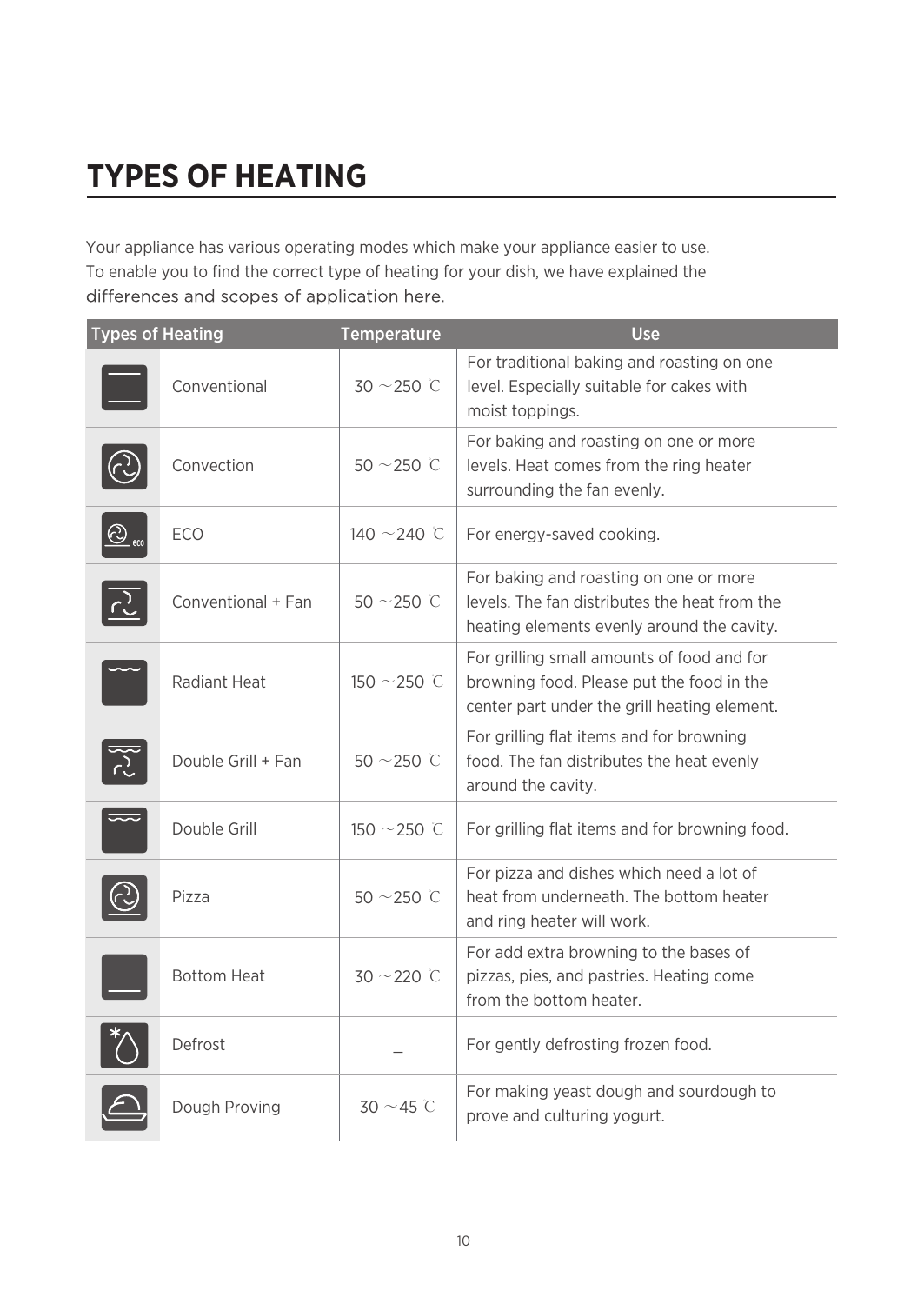# TYPES OF HEATING

Your appliance has various operating modes which make your appliance easier to use. To enable you to find the correct type of heating for your dish, we have explained the differences and scopes of application here.

| Types of Heating | | Temperature | Use |
|---|---|---|---|
| | Conventional | 30 ~250 ℃ | For traditional baking and roasting on one level. Especially suitable for cakes with moist toppings. |
| | Convection | 50 ~250 ℃ | For baking and roasting on one or more levels. Heat comes from the ring heater surrounding the fan evenly. |
| | ECO | 140 ~240 ℃ | For energy-saved cooking. |
| | Conventional + Fan | 50 ~250 ℃ | For baking and roasting on one or more levels. The fan distributes the heat from the heating elements evenly around the cavity. |
| | Radiant Heat | 150 ~250 ℃ | For grilling small amounts of food and for browning food. Please put the food in the center part under the grill heating element. |
| | Double Grill + Fan | 50 ~250 ℃ | For grilling flat items and for browning food. The fan distributes the heat evenly around the cavity. |
| | Double Grill | 150 ~250 ℃ | For grilling flat items and for browning food. |
| | Pizza | 50 ~250 ℃ | For pizza and dishes which need a lot of heat from underneath. The bottom heater and ring heater will work. |
| | Bottom Heat | 30 ~220 ℃ | For add extra browning to the bases of pizzas, pies, and pastries. Heating come from the bottom heater. |
| | Defrost | _ | For gently defrosting frozen food. |
| | Dough Proving | 30 ~45 ℃ | For making yeast dough and sourdough to prove and culturing yogurt. |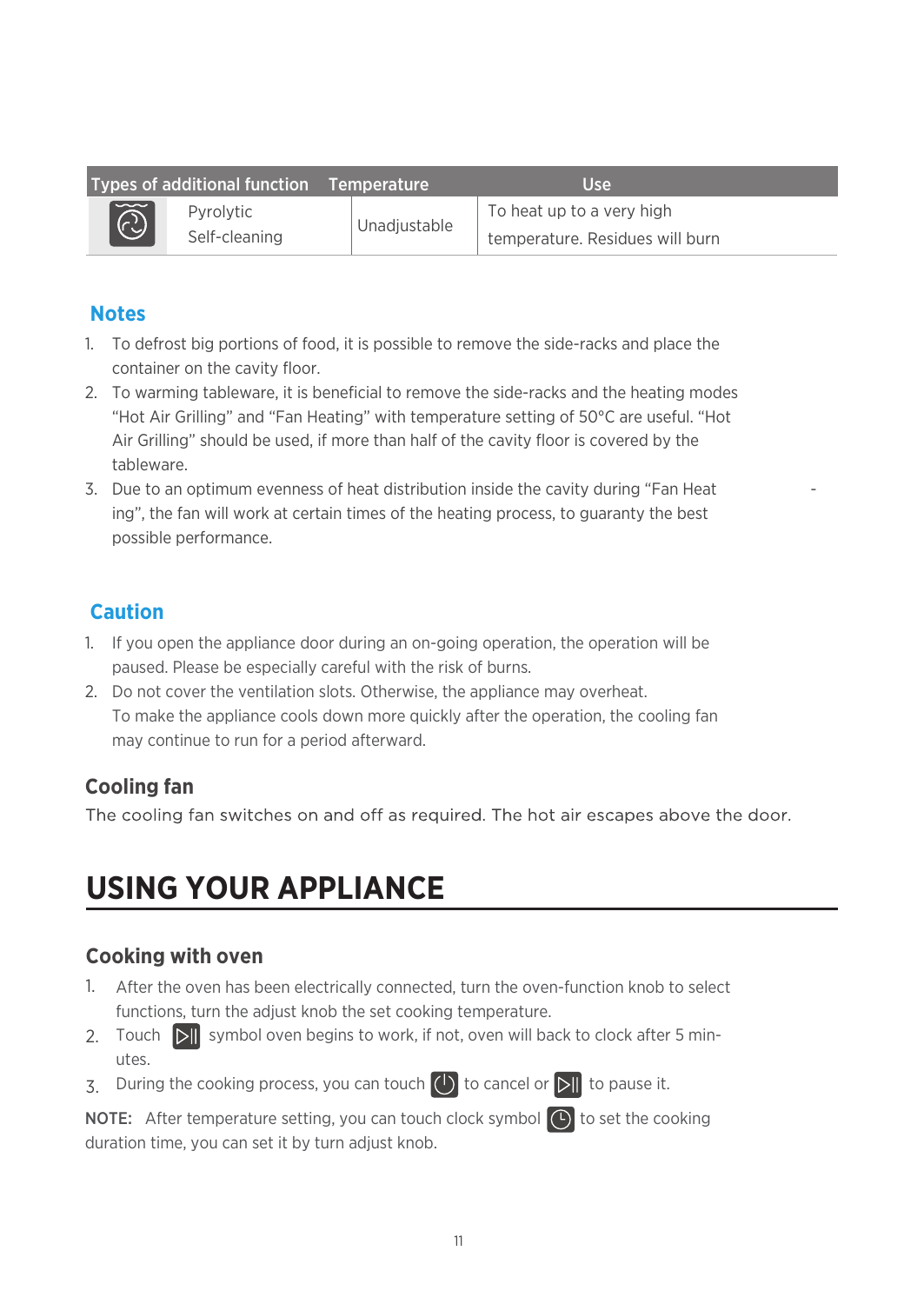| Types of additional function | | Temperature | Use |
|---|---|---|---|
| | Pyrolytic Self-cleaning | Unadjustable | To heat up to a very high temperature. Residues will burn |

## Notes

1. To defrost big portions of food, it is possible to remove the side-racks and place the container on the cavity floor.
2. To warming tableware, it is beneficial to remove the side-racks and the heating modes “Hot Air Grilling” and “Fan Heating” with temperature setting of 50°C are useful. “Hot Air Grilling” should be used, if more than half of the cavity floor is covered by the tableware.
3. Due to an optimum evenness of heat distribution inside the cavity during “Fan Heat - ing”, the fan will work at certain times of the heating process, to guaranty the best possible performance.

## Caution

1. If you open the appliance door during an on-going operation, the operation will be paused. Please be especially careful with the risk of burns.
2. Do not cover the ventilation slots. Otherwise, the appliance may overheat. To make the appliance cools down more quickly after the operation, the cooling fan may continue to run for a period afterward.

## Cooling fan

The cooling fan switches on and off as required. The hot air escapes above the door.

# USING YOUR APPLIANCE

## Cooking with oven

1. After the oven has been electrically connected, turn the oven-function knob to select functions, turn the adjust knob the set cooking temperature.
2. Touch ▷|| symbol oven begins to work, if not, oven will back to clock after 5 minutes.
3. During the cooking process, you can touch ⏻ to cancel or ▷|| to pause it.

**NOTE:** After temperature setting, you can touch clock symbol 🕒 to set the cooking duration time, you can set it by turn adjust knob.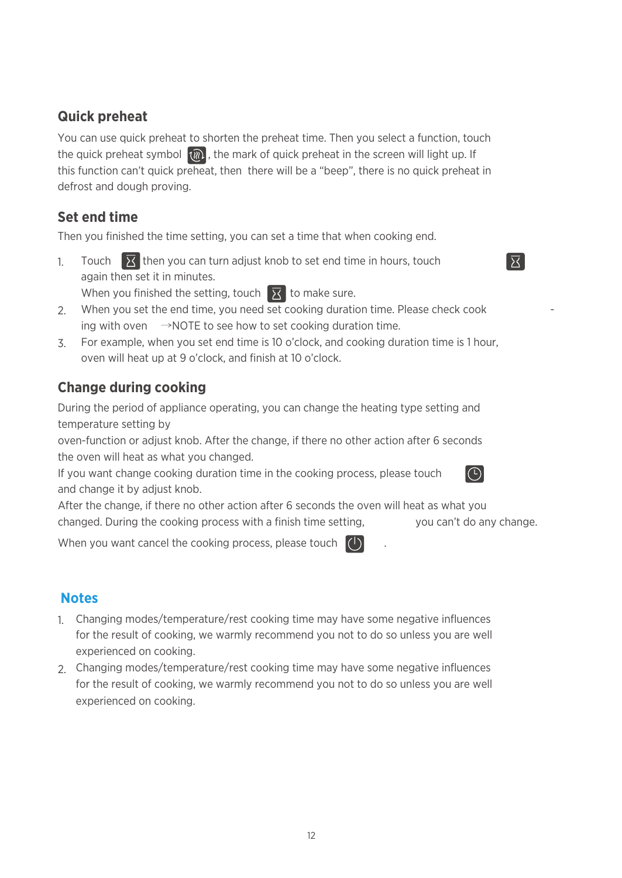## Quick preheat

You can use quick preheat to shorten the preheat time. Then you select a function, touch the quick preheat symbol , the mark of quick preheat in the screen will light up. If this function can't quick preheat, then there will be a "beep", there is no quick preheat in defrost and dough proving.

## Set end time

Then you finished the time setting, you can set a time that when cooking end.

1. Touch then you can turn adjust knob to set end time in hours, touch again then set it in minutes.
   When you finished the setting, touch to make sure.
2. When you set the end time, you need set cooking duration time. Please check cook - ing with oven →NOTE to see how to set cooking duration time.
3. For example, when you set end time is 10 o'clock, and cooking duration time is 1 hour, oven will heat up at 9 o'clock, and finish at 10 o'clock.

## Change during cooking

During the period of appliance operating, you can change the heating type setting and temperature setting by
oven-function or adjust knob. After the change, if there no other action after 6 seconds the oven will heat as what you changed.
If you want change cooking duration time in the cooking process, please touch and change it by adjust knob.
After the change, if there no other action after 6 seconds the oven will heat as what you changed. During the cooking process with a finish time setting, you can't do any change.

When you want cancel the cooking process, please touch .

## Notes

1. Changing modes/temperature/rest cooking time may have some negative influences for the result of cooking, we warmly recommend you not to do so unless you are well experienced on cooking.
2. Changing modes/temperature/rest cooking time may have some negative influences for the result of cooking, we warmly recommend you not to do so unless you are well experienced on cooking.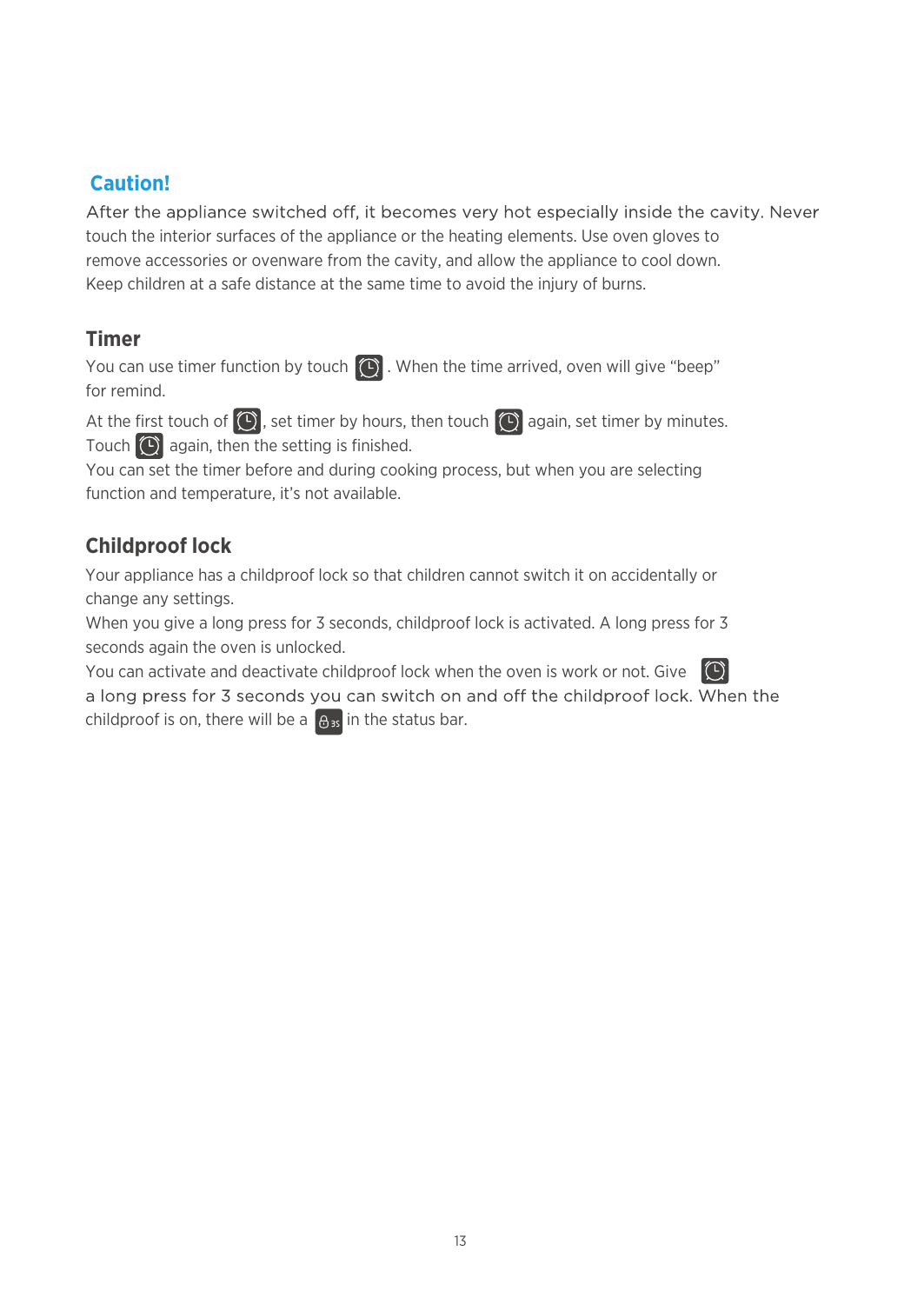## Caution!

After the appliance switched off, it becomes very hot especially inside the cavity. Never touch the interior surfaces of the appliance or the heating elements. Use oven gloves to remove accessories or ovenware from the cavity, and allow the appliance to cool down. Keep children at a safe distance at the same time to avoid the injury of burns.

## Timer

You can use timer function by touch . When the time arrived, oven will give "beep" for remind.

At the first touch of , set timer by hours, then touch again, set timer by minutes. Touch again, then the setting is finished.

You can set the timer before and during cooking process, but when you are selecting function and temperature, it's not available.

## Childproof lock

Your appliance has a childproof lock so that children cannot switch it on accidentally or change any settings.

When you give a long press for 3 seconds, childproof lock is activated. A long press for 3 seconds again the oven is unlocked.

You can activate and deactivate childproof lock when the oven is work or not. Give a long press for 3 seconds you can switch on and off the childproof lock. When the childproof is on, there will be a 3s in the status bar.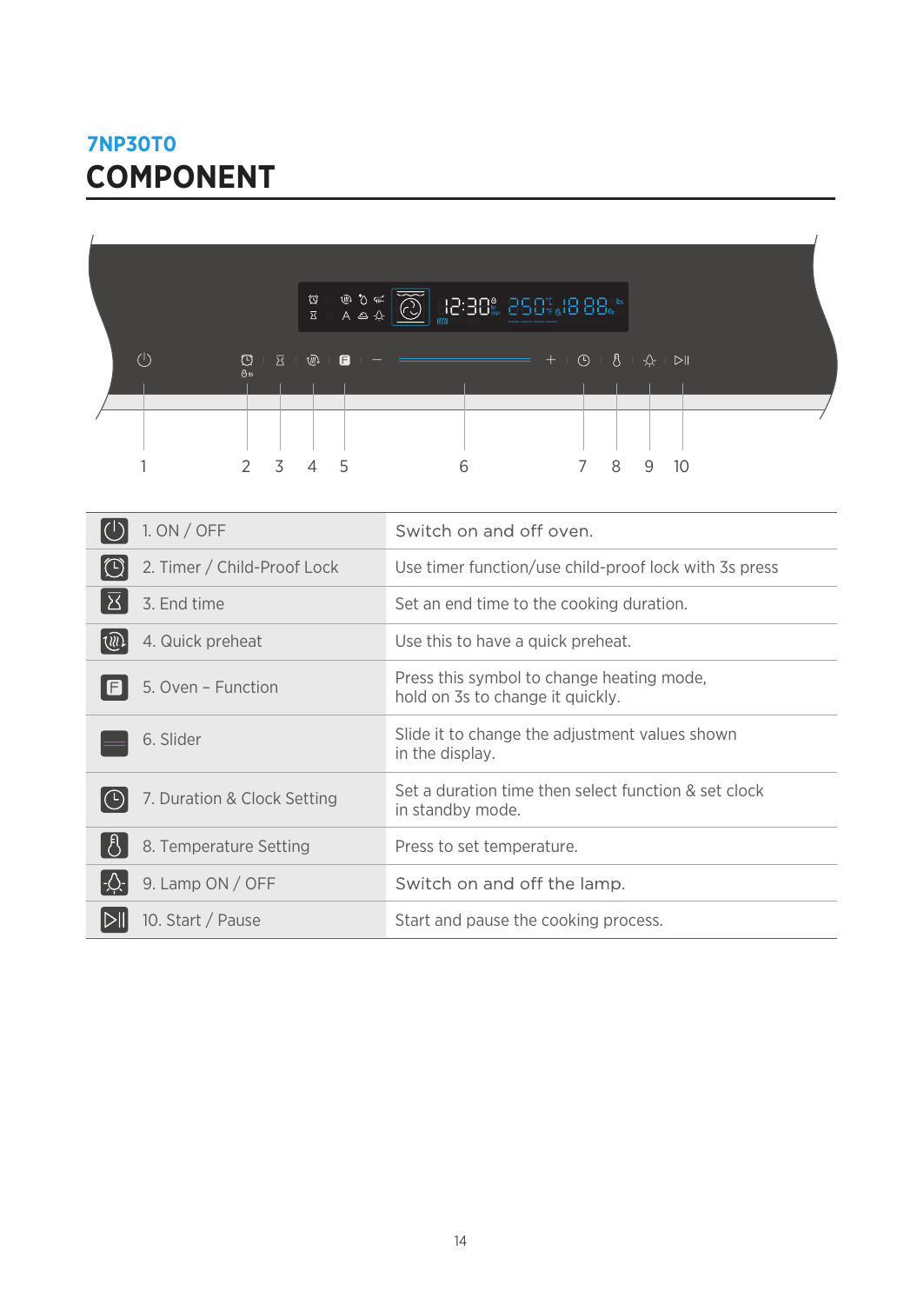**7NP30T0**

# COMPONENT

1 2 3 4 5 6 7 8 9 10

| Component | Description |
|---|---|
| 1. ON / OFF | Switch on and off oven. |
| 2. Timer / Child-Proof Lock | Use timer function/use child-proof lock with 3s press |
| 3. End time | Set an end time to the cooking duration. |
| 4. Quick preheat | Use this to have a quick preheat. |
| 5. Oven – Function | Press this symbol to change heating mode, hold on 3s to change it quickly. |
| 6. Slider | Slide it to change the adjustment values shown in the display. |
| 7. Duration & Clock Setting | Set a duration time then select function & set clock in standby mode. |
| 8. Temperature Setting | Press to set temperature. |
| 9. Lamp ON / OFF | Switch on and off the lamp. |
| 10. Start / Pause | Start and pause the cooking process. |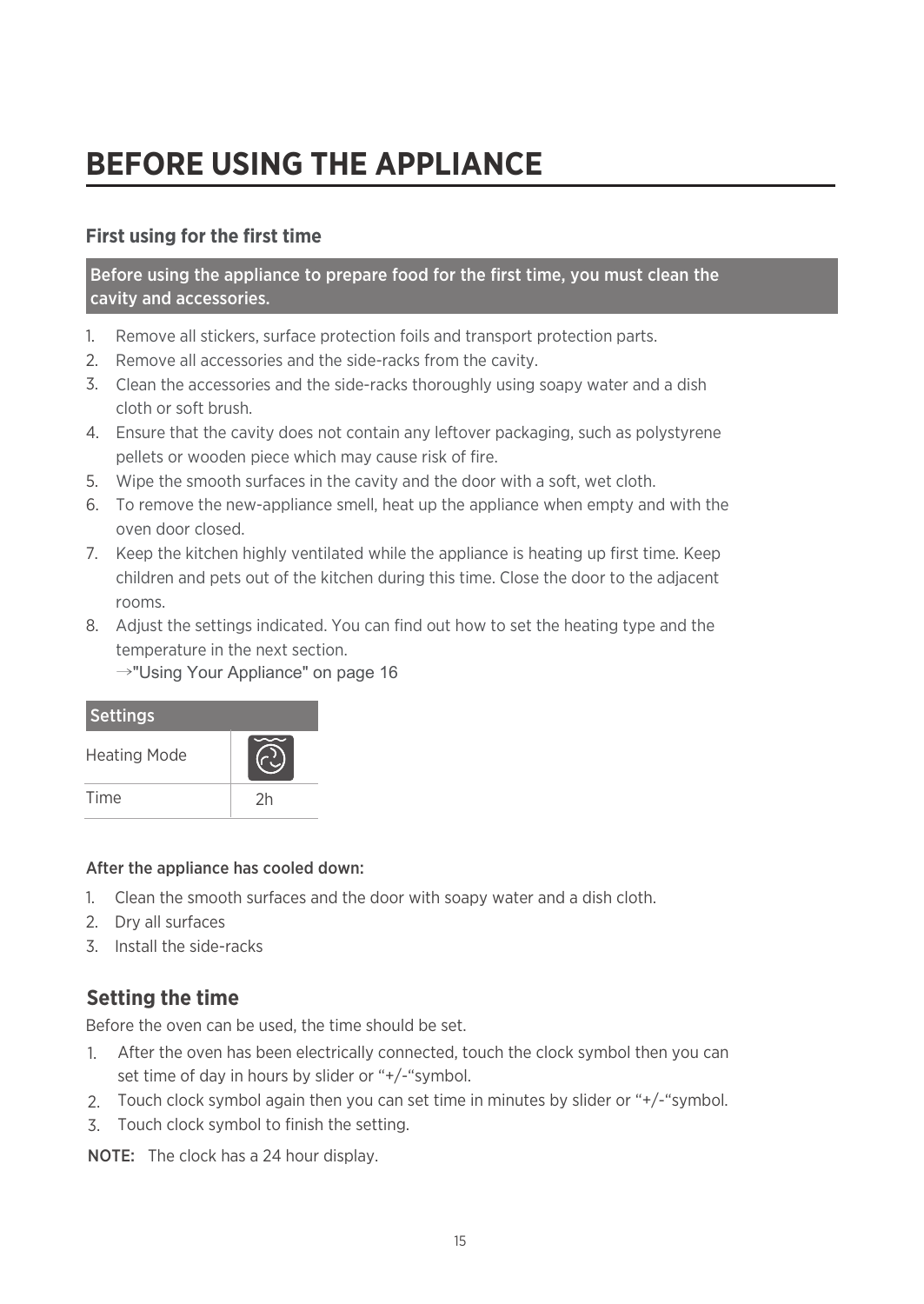# BEFORE USING THE APPLIANCE

## First using for the first time

**Before using the appliance to prepare food for the first time, you must clean the cavity and accessories.**

1. Remove all stickers, surface protection foils and transport protection parts.
2. Remove all accessories and the side-racks from the cavity.
3. Clean the accessories and the side-racks thoroughly using soapy water and a dish cloth or soft brush.
4. Ensure that the cavity does not contain any leftover packaging, such as polystyrene pellets or wooden piece which may cause risk of fire.
5. Wipe the smooth surfaces in the cavity and the door with a soft, wet cloth.
6. To remove the new-appliance smell, heat up the appliance when empty and with the oven door closed.
7. Keep the kitchen highly ventilated while the appliance is heating up first time. Keep children and pets out of the kitchen during this time. Close the door to the adjacent rooms.
8. Adjust the settings indicated. You can find out how to set the heating type and the temperature in the next section.
   →"Using Your Appliance" on page 16

| Settings | |
|---|---|
| Heating Mode | |
| Time | 2h |

**After the appliance has cooled down:**

1. Clean the smooth surfaces and the door with soapy water and a dish cloth.
2. Dry all surfaces
3. Install the side-racks

## Setting the time

Before the oven can be used, the time should be set.

1. After the oven has been electrically connected, touch the clock symbol then you can set time of day in hours by slider or "+/-"symbol.
2. Touch clock symbol again then you can set time in minutes by slider or "+/-"symbol.
3. Touch clock symbol to finish the setting.

**NOTE:** The clock has a 24 hour display.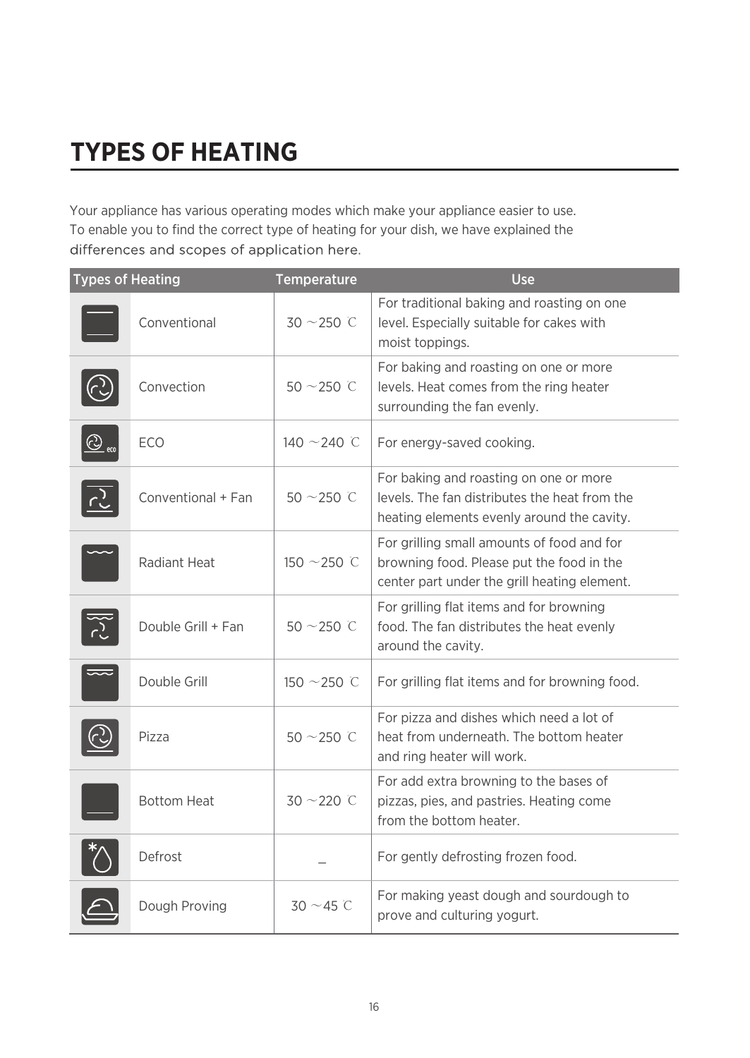# TYPES OF HEATING

Your appliance has various operating modes which make your appliance easier to use.
To enable you to find the correct type of heating for your dish, we have explained the differences and scopes of application here.

| Types of Heating | | Temperature | Use |
|---|---|---|---|
| | Conventional | 30 ～250 ℃ | For traditional baking and roasting on one level. Especially suitable for cakes with moist toppings. |
| | Convection | 50 ～250 ℃ | For baking and roasting on one or more levels. Heat comes from the ring heater surrounding the fan evenly. |
| | ECO | 140 ～240 ℃ | For energy-saved cooking. |
| | Conventional + Fan | 50 ～250 ℃ | For baking and roasting on one or more levels. The fan distributes the heat from the heating elements evenly around the cavity. |
| | Radiant Heat | 150 ～250 ℃ | For grilling small amounts of food and for browning food. Please put the food in the center part under the grill heating element. |
| | Double Grill + Fan | 50 ～250 ℃ | For grilling flat items and for browning food. The fan distributes the heat evenly around the cavity. |
| | Double Grill | 150 ～250 ℃ | For grilling flat items and for browning food. |
| | Pizza | 50 ～250 ℃ | For pizza and dishes which need a lot of heat from underneath. The bottom heater and ring heater will work. |
| | Bottom Heat | 30 ～220 ℃ | For add extra browning to the bases of pizzas, pies, and pastries. Heating come from the bottom heater. |
| | Defrost | _ | For gently defrosting frozen food. |
| | Dough Proving | 30 ～45 ℃ | For making yeast dough and sourdough to prove and culturing yogurt. |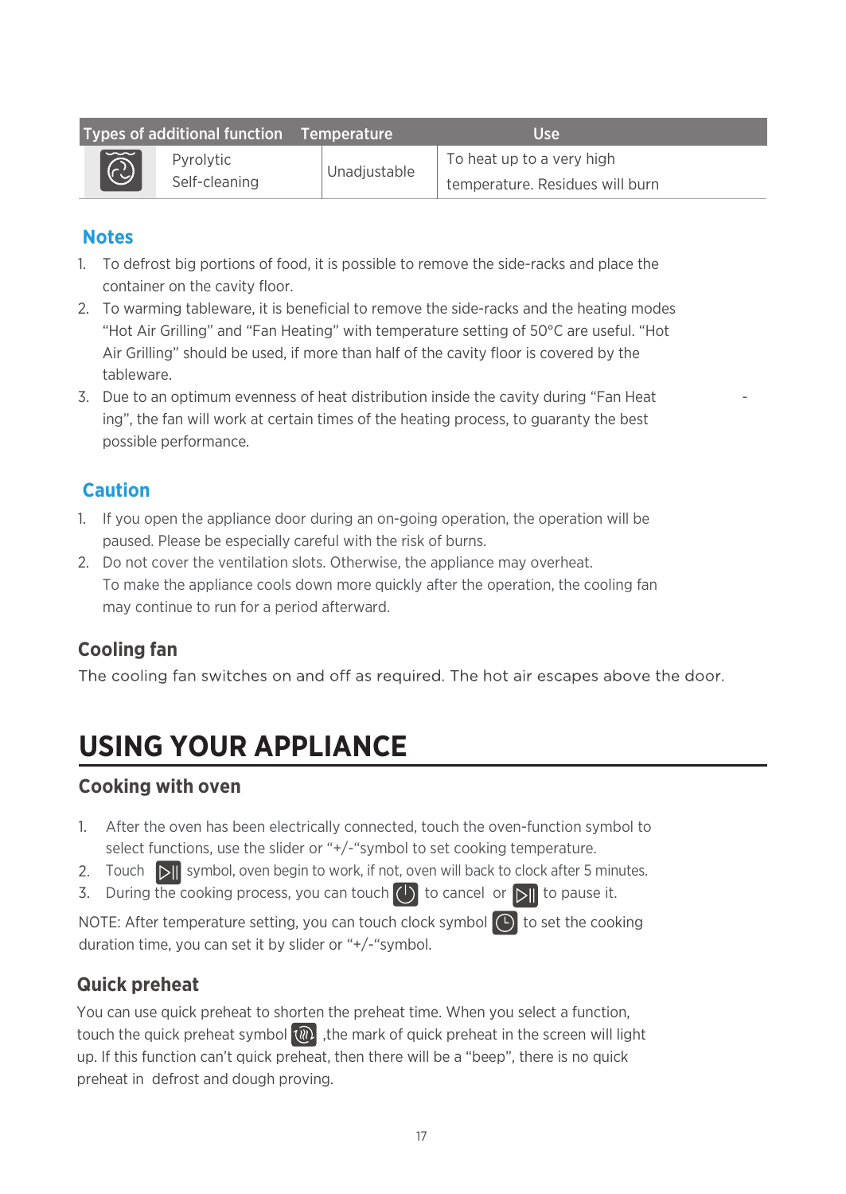| Types of additional function | | Temperature | Use |
|---|---|---|---|
| | Pyrolytic Self-cleaning | Unadjustable | To heat up to a very high temperature. Residues will burn |

## Notes

1. To defrost big portions of food, it is possible to remove the side-racks and place the container on the cavity floor.
2. To warming tableware, it is beneficial to remove the side-racks and the heating modes "Hot Air Grilling" and "Fan Heating" with temperature setting of 50°C are useful. "Hot Air Grilling" should be used, if more than half of the cavity floor is covered by the tableware.
3. Due to an optimum evenness of heat distribution inside the cavity during "Fan Heat - ing", the fan will work at certain times of the heating process, to guaranty the best possible performance.

## Caution

1. If you open the appliance door during an on-going operation, the operation will be paused. Please be especially careful with the risk of burns.
2. Do not cover the ventilation slots. Otherwise, the appliance may overheat. To make the appliance cools down more quickly after the operation, the cooling fan may continue to run for a period afterward.

## Cooling fan

The cooling fan switches on and off as required. The hot air escapes above the door.

# USING YOUR APPLIANCE

## Cooking with oven

1. After the oven has been electrically connected, touch the oven-function symbol to select functions, use the slider or "+/-"symbol to set cooking temperature.
2. Touch ▷|| symbol, oven begin to work, if not, oven will back to clock after 5 minutes.
3. During the cooking process, you can touch ⏻ to cancel or ▷|| to pause it.

NOTE: After temperature setting, you can touch clock symbol 🕒 to set the cooking duration time, you can set it by slider or "+/-"symbol.

## Quick preheat

You can use quick preheat to shorten the preheat time. When you select a function, touch the quick preheat symbol , the mark of quick preheat in the screen will light up. If this function can't quick preheat, then there will be a "beep", there is no quick preheat in defrost and dough proving.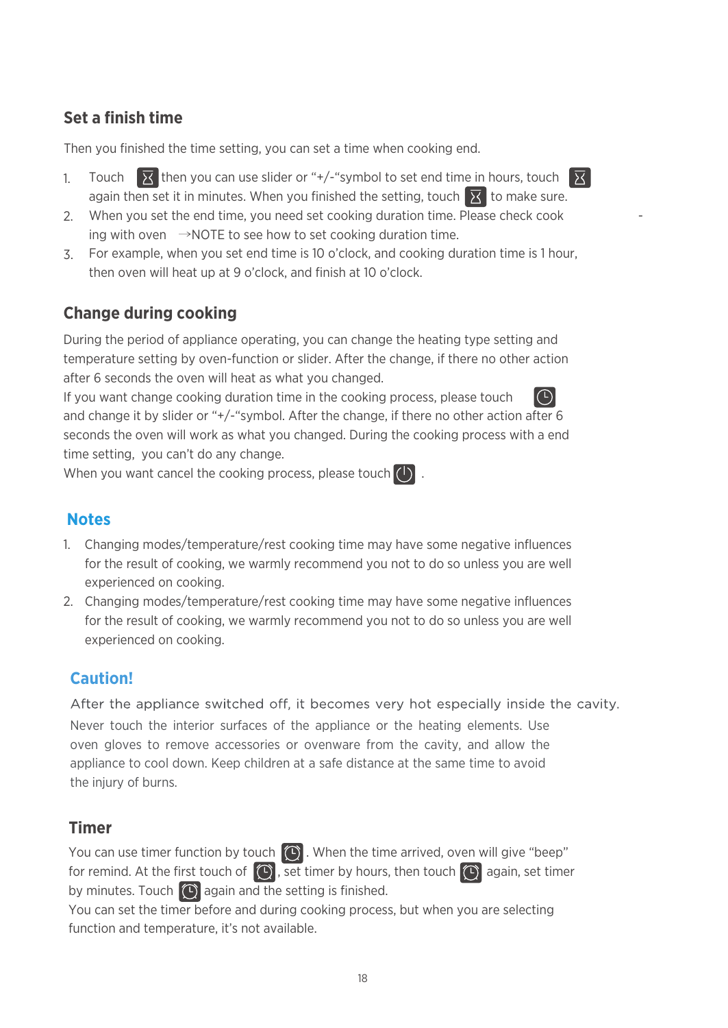## Set a finish time

Then you finished the time setting, you can set a time when cooking end.

1. Touch ⌛ then you can use slider or "+/-"symbol to set end time in hours, touch ⌛ again then set it in minutes. When you finished the setting, touch ⌛ to make sure.
2. When you set the end time, you need set cooking duration time. Please check cooking with oven →NOTE to see how to set cooking duration time.
3. For example, when you set end time is 10 o'clock, and cooking duration time is 1 hour, then oven will heat up at 9 o'clock, and finish at 10 o'clock.

## Change during cooking

During the period of appliance operating, you can change the heating type setting and temperature setting by oven-function or slider. After the change, if there no other action after 6 seconds the oven will heat as what you changed.

If you want change cooking duration time in the cooking process, please touch 🕒 and change it by slider or "+/-"symbol. After the change, if there no other action after 6 seconds the oven will work as what you changed. During the cooking process with a end time setting, you can't do any change.

When you want cancel the cooking process, please touch ⏻ .

## Notes

1. Changing modes/temperature/rest cooking time may have some negative influences for the result of cooking, we warmly recommend you not to do so unless you are well experienced on cooking.
2. Changing modes/temperature/rest cooking time may have some negative influences for the result of cooking, we warmly recommend you not to do so unless you are well experienced on cooking.

## Caution!

After the appliance switched off, it becomes very hot especially inside the cavity.

Never touch the interior surfaces of the appliance or the heating elements. Use oven gloves to remove accessories or ovenware from the cavity, and allow the appliance to cool down. Keep children at a safe distance at the same time to avoid the injury of burns.

## Timer

You can use timer function by touch 🕒. When the time arrived, oven will give "beep" for remind. At the first touch of 🕒, set timer by hours, then touch 🕒 again, set timer by minutes. Touch 🕒 again and the setting is finished.

You can set the timer before and during cooking process, but when you are selecting function and temperature, it's not available.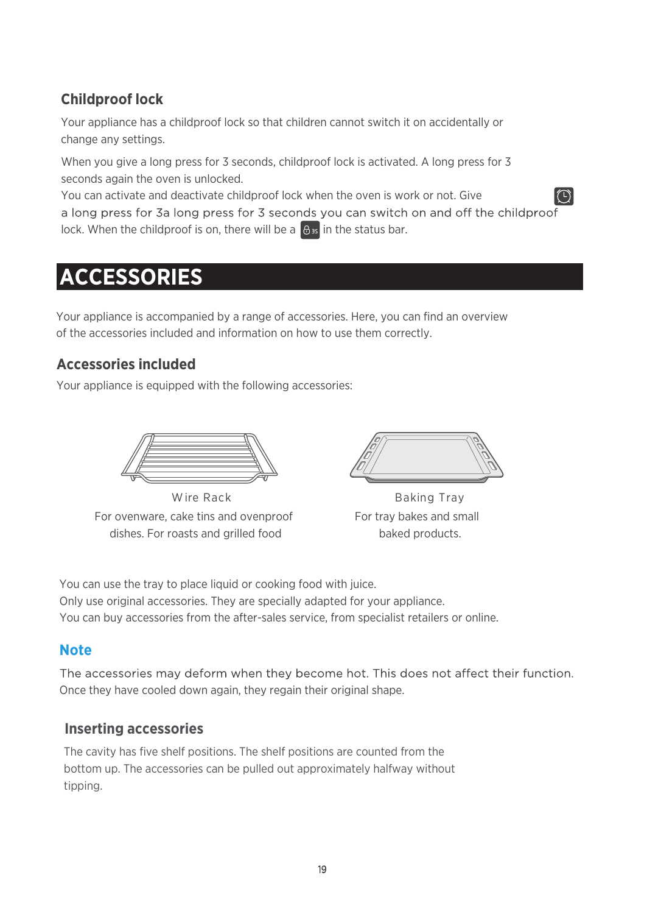## Childproof lock

Your appliance has a childproof lock so that children cannot switch it on accidentally or change any settings.

When you give a long press for 3 seconds, childproof lock is activated. A long press for 3 seconds again the oven is unlocked.

You can activate and deactivate childproof lock when the oven is work or not. Give a long press for 3a long press for 3 seconds you can switch on and off the childproof lock. When the childproof is on, there will be a 3s in the status bar.

# ACCESSORIES

Your appliance is accompanied by a range of accessories. Here, you can find an overview of the accessories included and information on how to use them correctly.

## Accessories included

Your appliance is equipped with the following accessories:

Wire Rack

For ovenware, cake tins and ovenproof dishes. For roasts and grilled food

Baking Tray

For tray bakes and small baked products.

You can use the tray to place liquid or cooking food with juice.
Only use original accessories. They are specially adapted for your appliance.
You can buy accessories from the after-sales service, from specialist retailers or online.

## Note

The accessories may deform when they become hot. This does not affect their function. Once they have cooled down again, they regain their original shape.

## Inserting accessories

The cavity has five shelf positions. The shelf positions are counted from the bottom up. The accessories can be pulled out approximately halfway without tipping.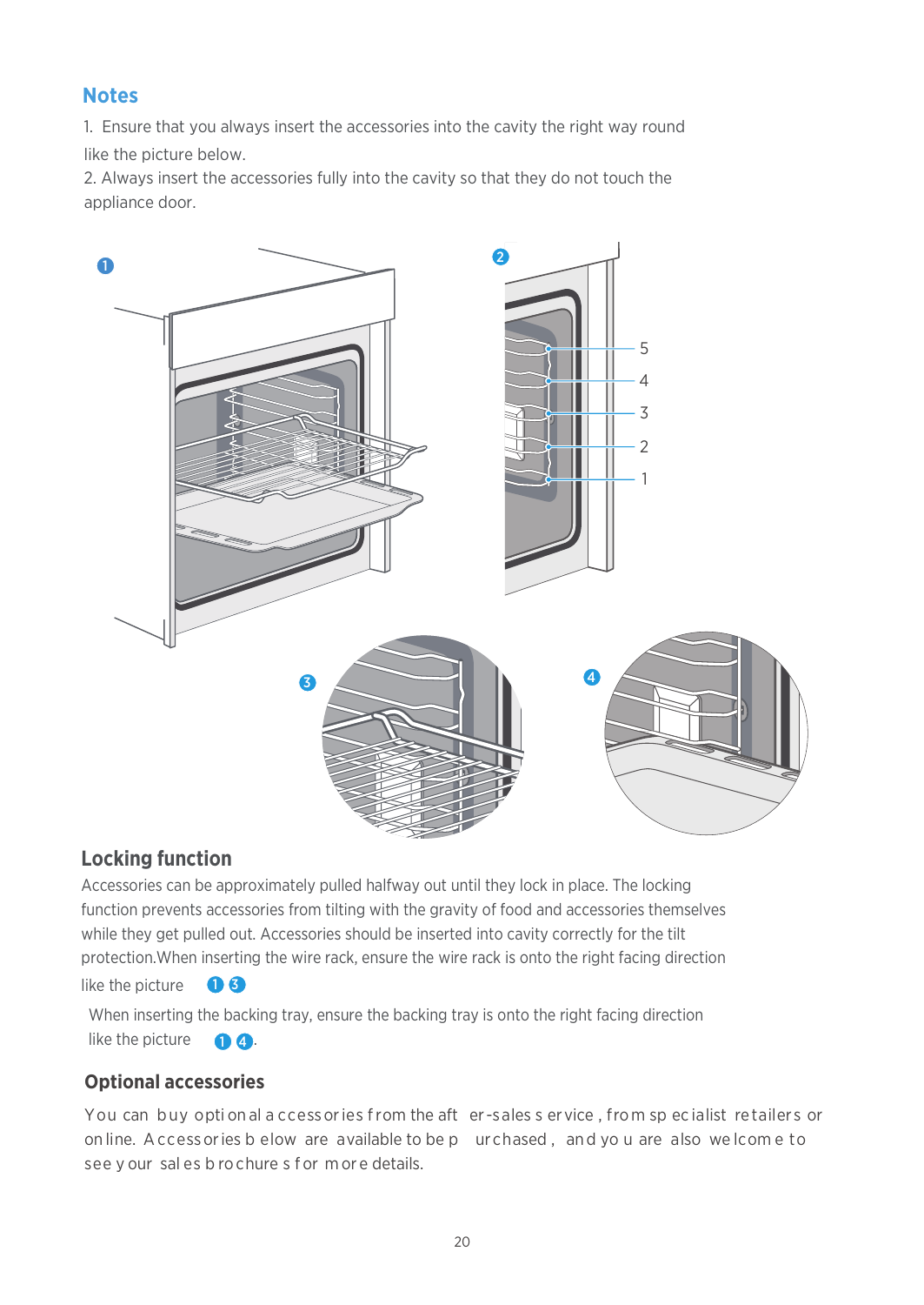## Notes

1. Ensure that you always insert the accessories into the cavity the right way round like the picture below.
2. Always insert the accessories fully into the cavity so that they do not touch the appliance door.

## Locking function

Accessories can be approximately pulled halfway out until they lock in place. The locking function prevents accessories from tilting with the gravity of food and accessories themselves while they get pulled out. Accessories should be inserted into cavity correctly for the tilt protection.When inserting the wire rack, ensure the wire rack is onto the right facing direction like the picture ❶ ❸

When inserting the backing tray, ensure the backing tray is onto the right facing direction like the picture ❶ ❹.

## Optional accessories

You can buy optional accessories from the after-sales service, from specialist retailers or online. Accessories below are available to be purchased, and you are also welcome to see your sales brochures for more details.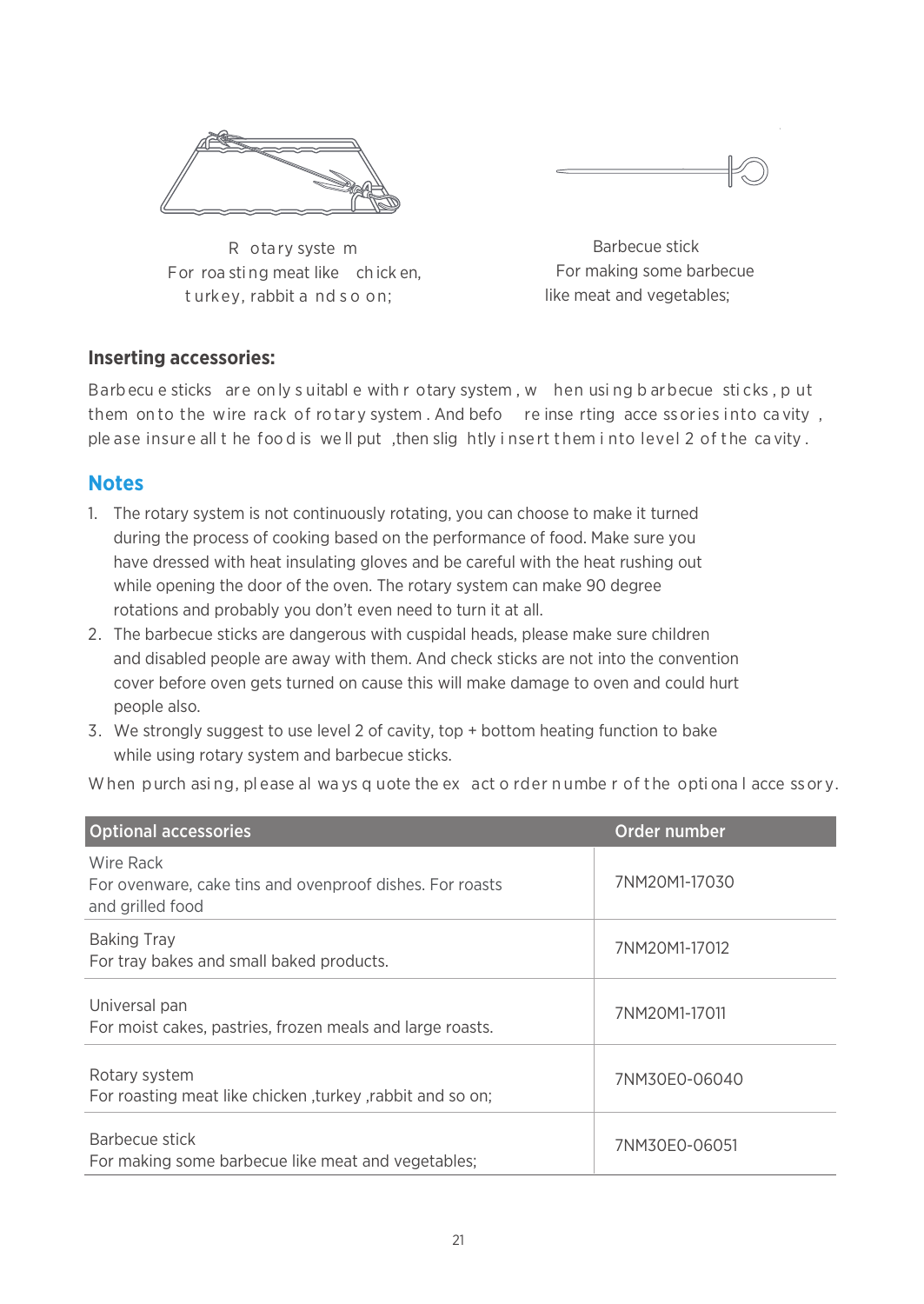Rotary system
For roasting meat like chicken, turkey, rabbit and so on;

Barbecue stick
For making some barbecue like meat and vegetables;

### Inserting accessories:

Barbecue sticks are only suitable with rotary system, when using barbecue sticks, put them onto the wire rack of rotary system. And before inserting accessories into cavity, please insure all the food is well put ,then slightly insert them into level 2 of the cavity.

## Notes

1. The rotary system is not continuously rotating, you can choose to make it turned during the process of cooking based on the performance of food. Make sure you have dressed with heat insulating gloves and be careful with the heat rushing out while opening the door of the oven. The rotary system can make 90 degree rotations and probably you don't even need to turn it at all.
2. The barbecue sticks are dangerous with cuspidal heads, please make sure children and disabled people are away with them. And check sticks are not into the convention cover before oven gets turned on cause this will make damage to oven and could hurt people also.
3. We strongly suggest to use level 2 of cavity, top + bottom heating function to bake while using rotary system and barbecue sticks.

When purchasing, please always quote the exact order number of the optional accessory.

| Optional accessories | Order number |
|---|---|
| Wire Rack<br>For ovenware, cake tins and ovenproof dishes. For roasts and grilled food | 7NM20M1-17030 |
| Baking Tray<br>For tray bakes and small baked products. | 7NM20M1-17012 |
| Universal pan<br>For moist cakes, pastries, frozen meals and large roasts. | 7NM20M1-17011 |
| Rotary system<br>For roasting meat like chicken ,turkey ,rabbit and so on; | 7NM30E0-06040 |
| Barbecue stick<br>For making some barbecue like meat and vegetables; | 7NM30E0-06051 |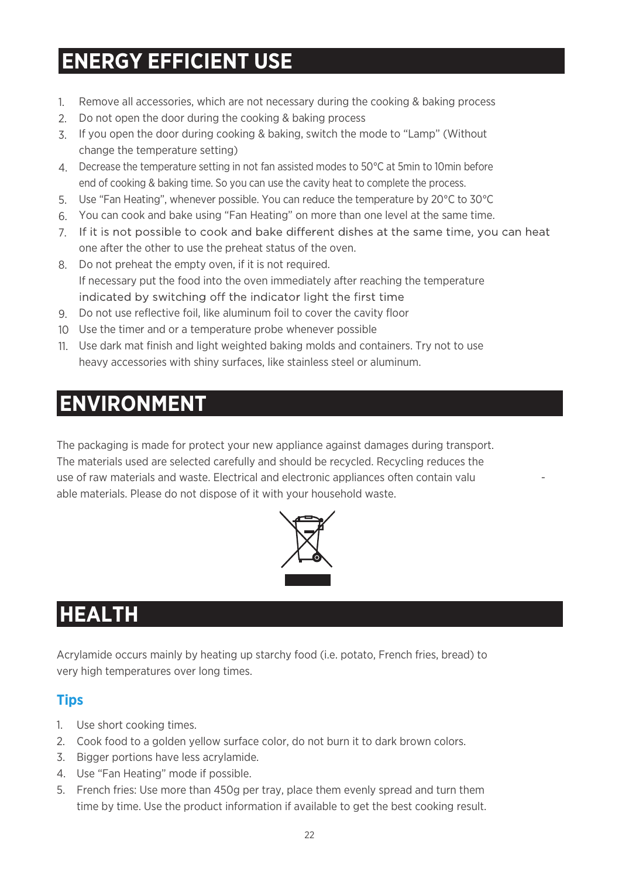# ENERGY EFFICIENT USE

1. Remove all accessories, which are not necessary during the cooking & baking process
2. Do not open the door during the cooking & baking process
3. If you open the door during cooking & baking, switch the mode to "Lamp" (Without change the temperature setting)
4. Decrease the temperature setting in not fan assisted modes to 50°C at 5min to 10min before end of cooking & baking time. So you can use the cavity heat to complete the process.
5. Use "Fan Heating", whenever possible. You can reduce the temperature by 20°C to 30°C
6. You can cook and bake using "Fan Heating" on more than one level at the same time.
7. If it is not possible to cook and bake different dishes at the same time, you can heat one after the other to use the preheat status of the oven.
8. Do not preheat the empty oven, if it is not required.
   If necessary put the food into the oven immediately after reaching the temperature indicated by switching off the indicator light the first time
9. Do not use reflective foil, like aluminum foil to cover the cavity floor
10. Use the timer and or a temperature probe whenever possible
11. Use dark mat finish and light weighted baking molds and containers. Try not to use heavy accessories with shiny surfaces, like stainless steel or aluminum.

# ENVIRONMENT

The packaging is made for protect your new appliance against damages during transport. The materials used are selected carefully and should be recycled. Recycling reduces the use of raw materials and waste. Electrical and electronic appliances often contain valu-able materials. Please do not dispose of it with your household waste.

# HEALTH

Acrylamide occurs mainly by heating up starchy food (i.e. potato, French fries, bread) to very high temperatures over long times.

## Tips

1. Use short cooking times.
2. Cook food to a golden yellow surface color, do not burn it to dark brown colors.
3. Bigger portions have less acrylamide.
4. Use "Fan Heating" mode if possible.
5. French fries: Use more than 450g per tray, place them evenly spread and turn them time by time. Use the product information if available to get the best cooking result.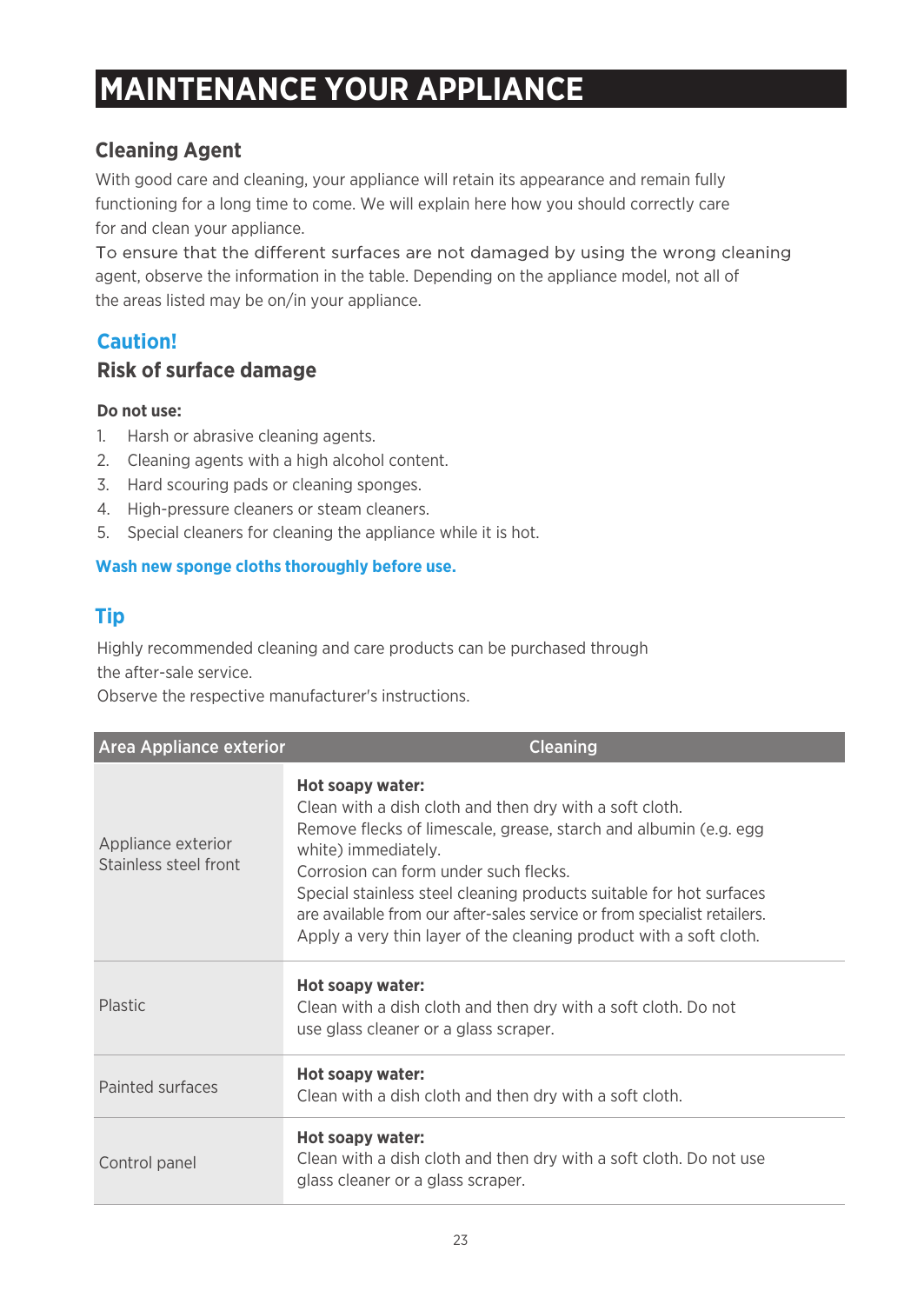# MAINTENANCE YOUR APPLIANCE

## Cleaning Agent

With good care and cleaning, your appliance will retain its appearance and remain fully functioning for a long time to come. We will explain here how you should correctly care for and clean your appliance.

To ensure that the different surfaces are not damaged by using the wrong cleaning agent, observe the information in the table. Depending on the appliance model, not all of the areas listed may be on/in your appliance.

## Caution!

### Risk of surface damage

**Do not use:**

1. Harsh or abrasive cleaning agents.
2. Cleaning agents with a high alcohol content.
3. Hard scouring pads or cleaning sponges.
4. High-pressure cleaners or steam cleaners.
5. Special cleaners for cleaning the appliance while it is hot.

**Wash new sponge cloths thoroughly before use.**

## Tip

Highly recommended cleaning and care products can be purchased through the after-sale service.
Observe the respective manufacturer's instructions.

| Area Appliance exterior | Cleaning |
|---|---|
| Appliance exterior Stainless steel front | **Hot soapy water:** Clean with a dish cloth and then dry with a soft cloth. Remove flecks of limescale, grease, starch and albumin (e.g. egg white) immediately. Corrosion can form under such flecks. Special stainless steel cleaning products suitable for hot surfaces are available from our after-sales service or from specialist retailers. Apply a very thin layer of the cleaning product with a soft cloth. |
| Plastic | **Hot soapy water:** Clean with a dish cloth and then dry with a soft cloth. Do not use glass cleaner or a glass scraper. |
| Painted surfaces | **Hot soapy water:** Clean with a dish cloth and then dry with a soft cloth. |
| Control panel | **Hot soapy water:** Clean with a dish cloth and then dry with a soft cloth. Do not use glass cleaner or a glass scraper. |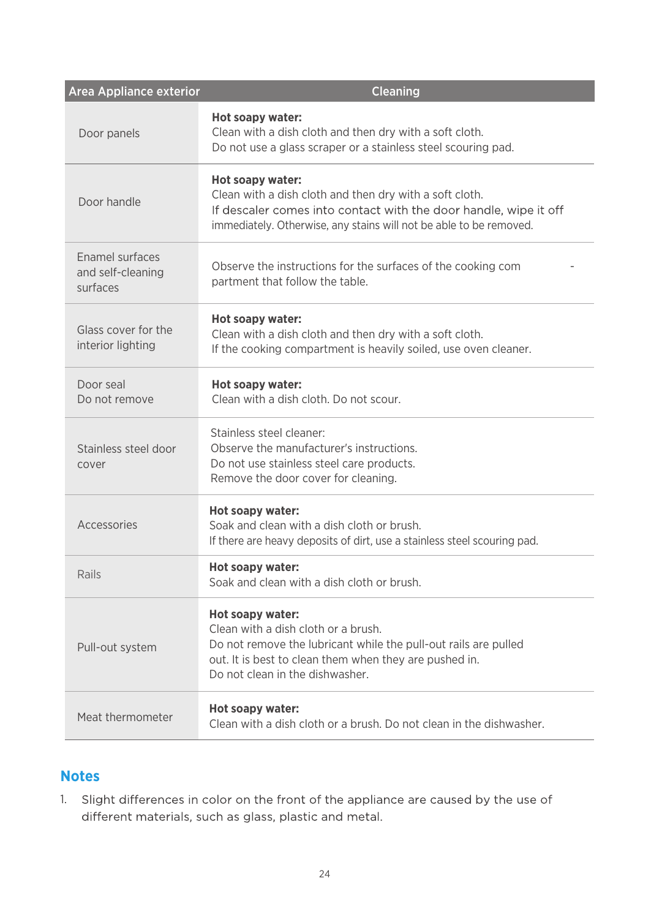| Area Appliance exterior | Cleaning |
| --- | --- |
| Door panels | **Hot soapy water:**<br>Clean with a dish cloth and then dry with a soft cloth.<br>Do not use a glass scraper or a stainless steel scouring pad. |
| Door handle | **Hot soapy water:**<br>Clean with a dish cloth and then dry with a soft cloth.<br>If descaler comes into contact with the door handle, wipe it off immediately. Otherwise, any stains will not be able to be removed. |
| Enamel surfaces and self-cleaning surfaces | Observe the instructions for the surfaces of the cooking com - partment that follow the table. |
| Glass cover for the interior lighting | **Hot soapy water:**<br>Clean with a dish cloth and then dry with a soft cloth.<br>If the cooking compartment is heavily soiled, use oven cleaner. |
| Door seal<br>Do not remove | **Hot soapy water:**<br>Clean with a dish cloth. Do not scour. |
| Stainless steel door cover | Stainless steel cleaner:<br>Observe the manufacturer's instructions.<br>Do not use stainless steel care products.<br>Remove the door cover for cleaning. |
| Accessories | **Hot soapy water:**<br>Soak and clean with a dish cloth or brush.<br>If there are heavy deposits of dirt, use a stainless steel scouring pad. |
| Rails | **Hot soapy water:**<br>Soak and clean with a dish cloth or brush. |
| Pull-out system | **Hot soapy water:**<br>Clean with a dish cloth or a brush.<br>Do not remove the lubricant while the pull-out rails are pulled out. It is best to clean them when they are pushed in.<br>Do not clean in the dishwasher. |
| Meat thermometer | **Hot soapy water:**<br>Clean with a dish cloth or a brush. Do not clean in the dishwasher. |

## Notes

1. Slight differences in color on the front of the appliance are caused by the use of different materials, such as glass, plastic and metal.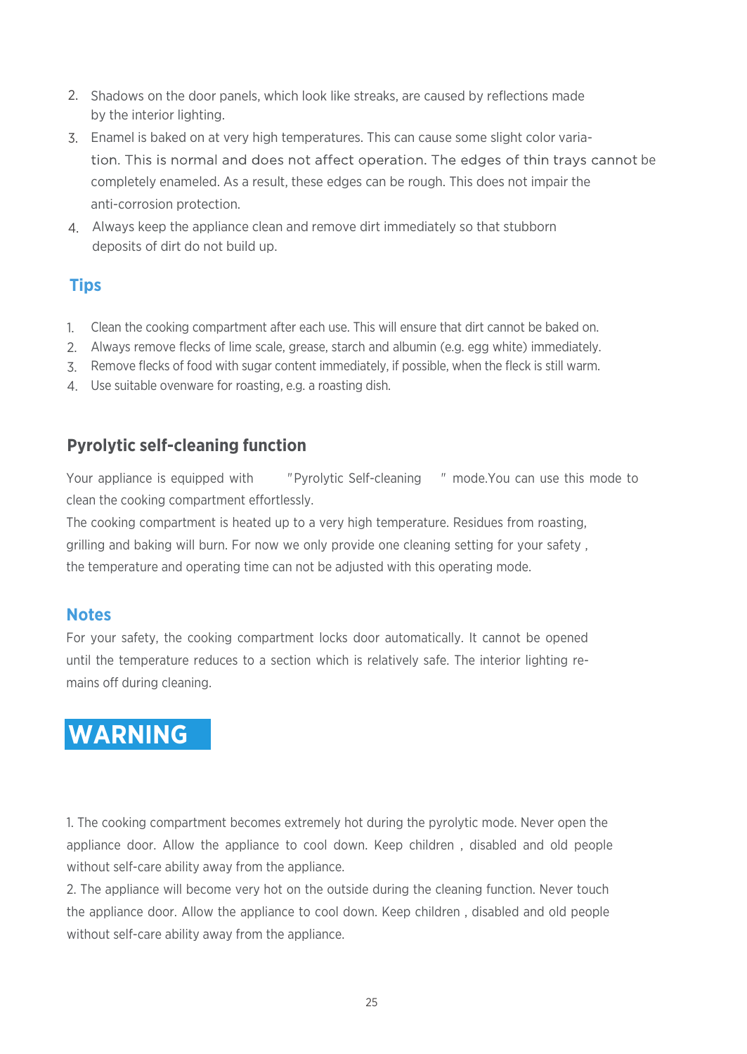2. Shadows on the door panels, which look like streaks, are caused by reflections made by the interior lighting.
3. Enamel is baked on at very high temperatures. This can cause some slight color variation. This is normal and does not affect operation. The edges of thin trays cannot be completely enameled. As a result, these edges can be rough. This does not impair the anti-corrosion protection.
4. Always keep the appliance clean and remove dirt immediately so that stubborn deposits of dirt do not build up.

## Tips

1. Clean the cooking compartment after each use. This will ensure that dirt cannot be baked on.
2. Always remove flecks of lime scale, grease, starch and albumin (e.g. egg white) immediately.
3. Remove flecks of food with sugar content immediately, if possible, when the fleck is still warm.
4. Use suitable ovenware for roasting, e.g. a roasting dish.

## Pyrolytic self-cleaning function

Your appliance is equipped with "Pyrolytic Self-cleaning" mode.You can use this mode to clean the cooking compartment effortlessly.

The cooking compartment is heated up to a very high temperature. Residues from roasting, grilling and baking will burn. For now we only provide one cleaning setting for your safety , the temperature and operating time can not be adjusted with this operating mode.

## Notes

For your safety, the cooking compartment locks door automatically. It cannot be opened until the temperature reduces to a section which is relatively safe. The interior lighting remains off during cleaning.

# WARNING

1. The cooking compartment becomes extremely hot during the pyrolytic mode. Never open the appliance door. Allow the appliance to cool down. Keep children , disabled and old people without self-care ability away from the appliance.
2. The appliance will become very hot on the outside during the cleaning function. Never touch the appliance door. Allow the appliance to cool down. Keep children , disabled and old people without self-care ability away from the appliance.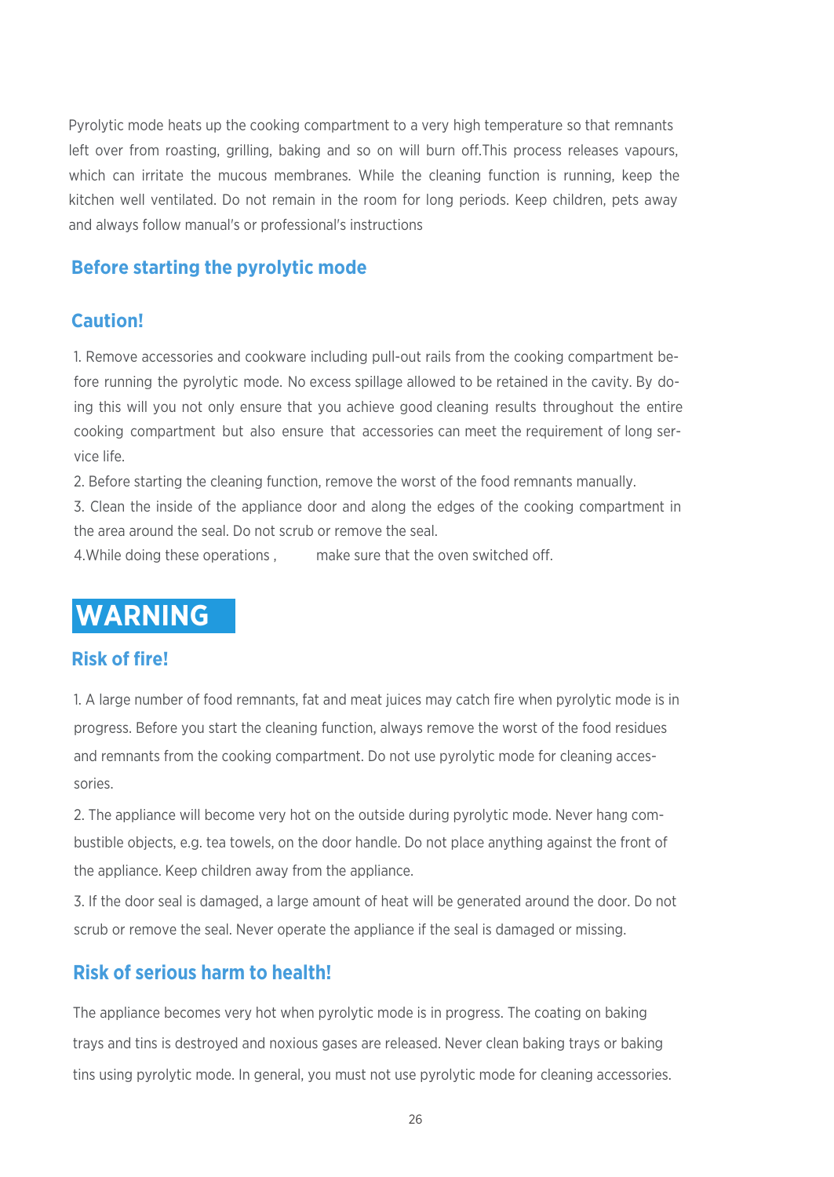Pyrolytic mode heats up the cooking compartment to a very high temperature so that remnants left over from roasting, grilling, baking and so on will burn off.This process releases vapours, which can irritate the mucous membranes. While the cleaning function is running, keep the kitchen well ventilated. Do not remain in the room for long periods. Keep children, pets away and always follow manual's or professional's instructions

## Before starting the pyrolytic mode

### Caution!

1. Remove accessories and cookware including pull-out rails from the cooking compartment before running the pyrolytic mode. No excess spillage allowed to be retained in the cavity. By doing this will you not only ensure that you achieve good cleaning results throughout the entire cooking compartment but also ensure that accessories can meet the requirement of long service life.
2. Before starting the cleaning function, remove the worst of the food remnants manually.
3. Clean the inside of the appliance door and along the edges of the cooking compartment in the area around the seal. Do not scrub or remove the seal.
4. While doing these operations , make sure that the oven switched off.

# WARNING

### Risk of fire!

1. A large number of food remnants, fat and meat juices may catch fire when pyrolytic mode is in progress. Before you start the cleaning function, always remove the worst of the food residues and remnants from the cooking compartment. Do not use pyrolytic mode for cleaning accessories.
2. The appliance will become very hot on the outside during pyrolytic mode. Never hang combustible objects, e.g. tea towels, on the door handle. Do not place anything against the front of the appliance. Keep children away from the appliance.
3. If the door seal is damaged, a large amount of heat will be generated around the door. Do not scrub or remove the seal. Never operate the appliance if the seal is damaged or missing.

### Risk of serious harm to health!

The appliance becomes very hot when pyrolytic mode is in progress. The coating on baking trays and tins is destroyed and noxious gases are released. Never clean baking trays or baking tins using pyrolytic mode. In general, you must not use pyrolytic mode for cleaning accessories.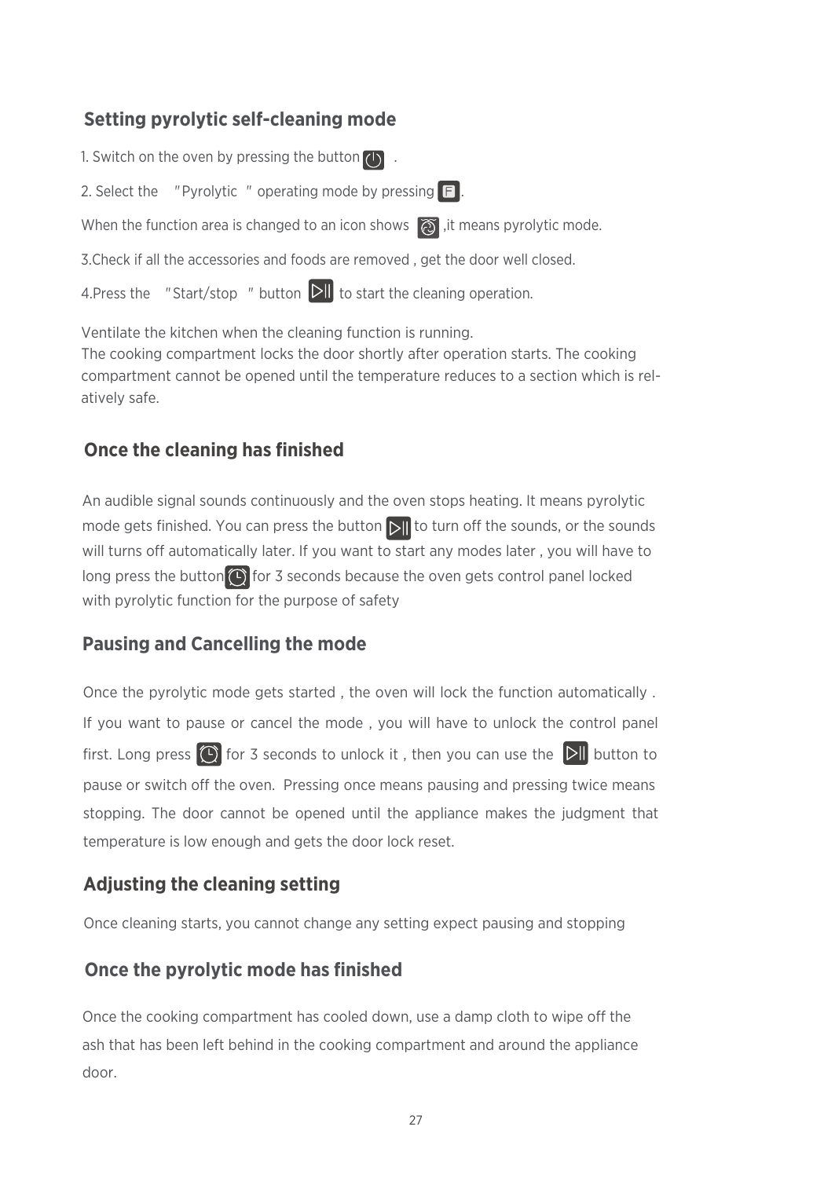## Setting pyrolytic self-cleaning mode

1. Switch on the oven by pressing the button .

2. Select the "Pyrolytic " operating mode by pressing .

When the function area is changed to an icon shows ,it means pyrolytic mode.

3.Check if all the accessories and foods are removed , get the door well closed.

4.Press the "Start/stop " button  to start the cleaning operation.

Ventilate the kitchen when the cleaning function is running.
The cooking compartment locks the door shortly after operation starts. The cooking compartment cannot be opened until the temperature reduces to a section which is relatively safe.

## Once the cleaning has finished

An audible signal sounds continuously and the oven stops heating. It means pyrolytic mode gets finished. You can press the button  to turn off the sounds, or the sounds will turns off automatically later. If you want to start any modes later , you will have to long press the button  for 3 seconds because the oven gets control panel locked with pyrolytic function for the purpose of safety

## Pausing and Cancelling the mode

Once the pyrolytic mode gets started , the oven will lock the function automatically . If you want to pause or cancel the mode , you will have to unlock the control panel first. Long press  for 3 seconds to unlock it , then you can use the  button to pause or switch off the oven. Pressing once means pausing and pressing twice means stopping. The door cannot be opened until the appliance makes the judgment that temperature is low enough and gets the door lock reset.

## Adjusting the cleaning setting

Once cleaning starts, you cannot change any setting expect pausing and stopping

## Once the pyrolytic mode has finished

Once the cooking compartment has cooled down, use a damp cloth to wipe off the ash that has been left behind in the cooking compartment and around the appliance door.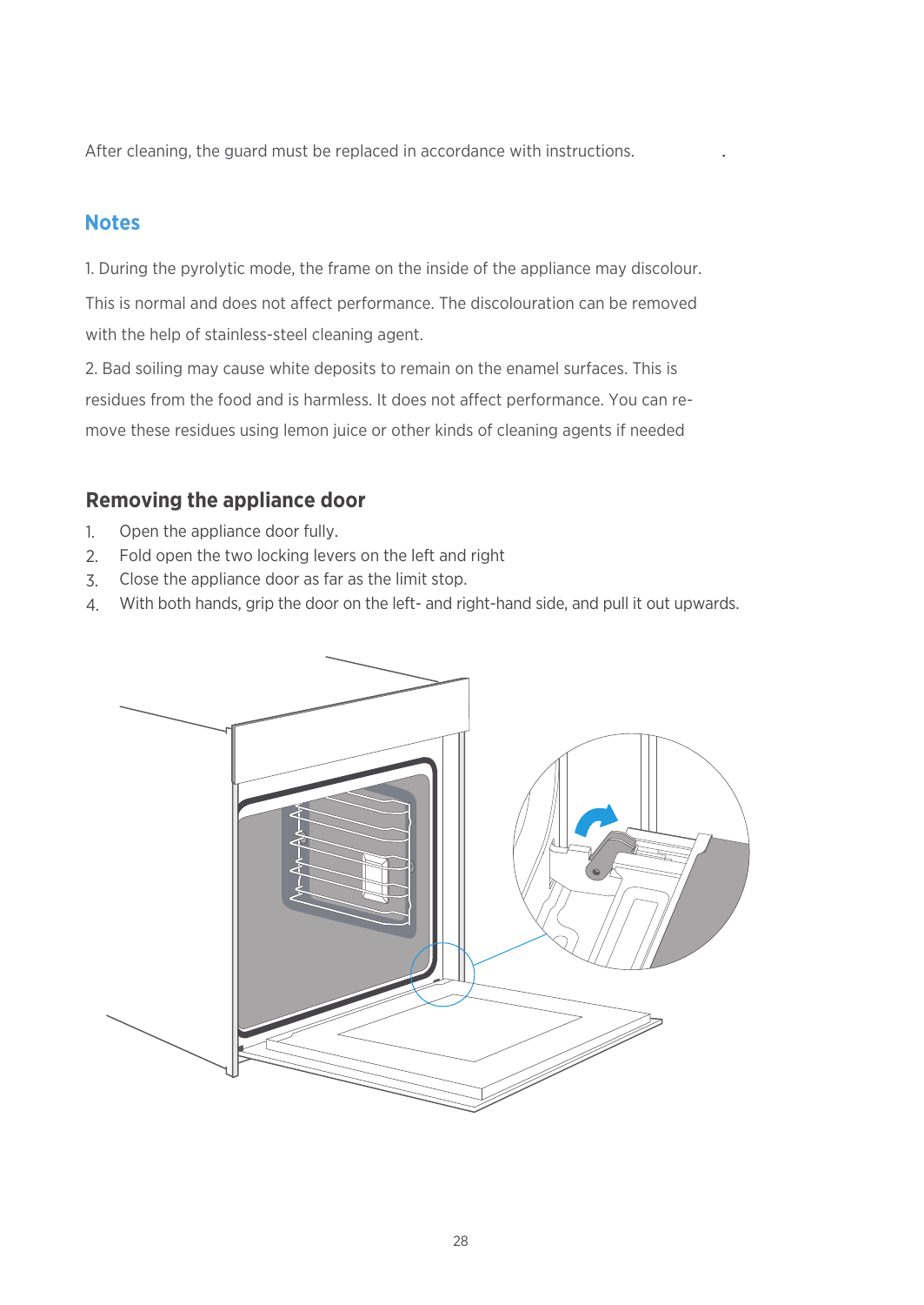After cleaning, the guard must be replaced in accordance with instructions.

## Notes

1. During the pyrolytic mode, the frame on the inside of the appliance may discolour. This is normal and does not affect performance. The discolouration can be removed with the help of stainless-steel cleaning agent.

2. Bad soiling may cause white deposits to remain on the enamel surfaces. This is residues from the food and is harmless. It does not affect performance. You can remove these residues using lemon juice or other kinds of cleaning agents if needed

## Removing the appliance door

1. Open the appliance door fully.
2. Fold open the two locking levers on the left and right
3. Close the appliance door as far as the limit stop.
4. With both hands, grip the door on the left- and right-hand side, and pull it out upwards.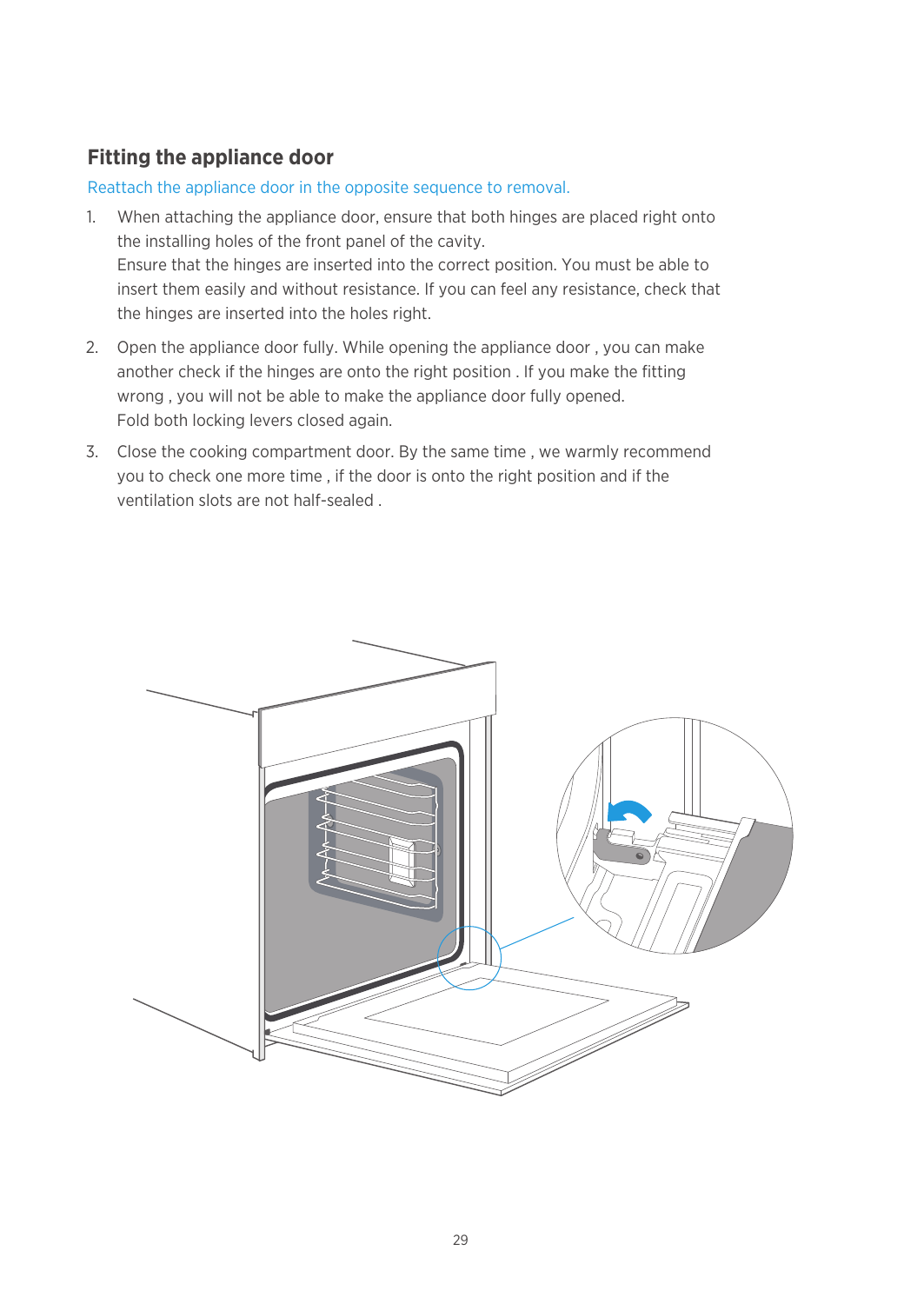## Fitting the appliance door

Reattach the appliance door in the opposite sequence to removal.

1. When attaching the appliance door, ensure that both hinges are placed right onto the installing holes of the front panel of the cavity.
   Ensure that the hinges are inserted into the correct position. You must be able to insert them easily and without resistance. If you can feel any resistance, check that the hinges are inserted into the holes right.

2. Open the appliance door fully. While opening the appliance door , you can make another check if the hinges are onto the right position . If you make the fitting wrong , you will not be able to make the appliance door fully opened.
   Fold both locking levers closed again.

3. Close the cooking compartment door. By the same time , we warmly recommend you to check one more time , if the door is onto the right position and if the ventilation slots are not half-sealed .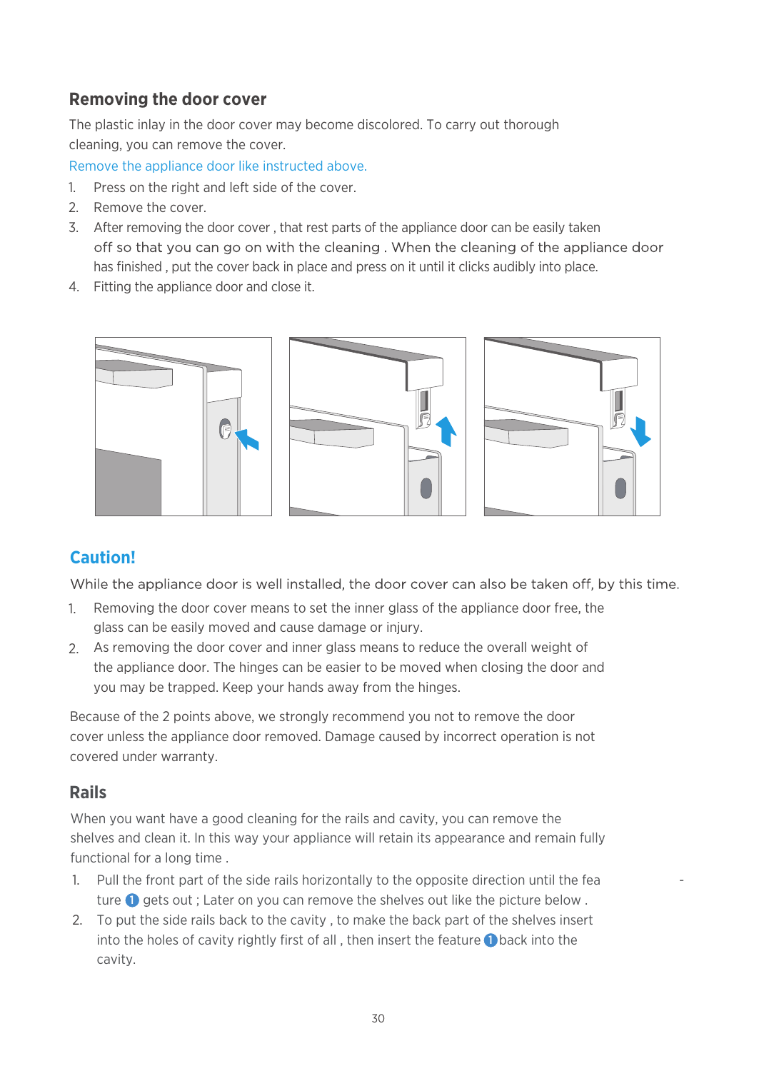## Removing the door cover

The plastic inlay in the door cover may become discolored. To carry out thorough cleaning, you can remove the cover.

Remove the appliance door like instructed above.

1. Press on the right and left side of the cover.
2. Remove the cover.
3. After removing the door cover , that rest parts of the appliance door can be easily taken off so that you can go on with the cleaning . When the cleaning of the appliance door has finished , put the cover back in place and press on it until it clicks audibly into place.
4. Fitting the appliance door and close it.

## Caution!

While the appliance door is well installed, the door cover can also be taken off, by this time.

1. Removing the door cover means to set the inner glass of the appliance door free, the glass can be easily moved and cause damage or injury.
2. As removing the door cover and inner glass means to reduce the overall weight of the appliance door. The hinges can be easier to be moved when closing the door and you may be trapped. Keep your hands away from the hinges.

Because of the 2 points above, we strongly recommend you not to remove the door cover unless the appliance door removed. Damage caused by incorrect operation is not covered under warranty.

## Rails

When you want have a good cleaning for the rails and cavity, you can remove the shelves and clean it. In this way your appliance will retain its appearance and remain fully functional for a long time .

1. Pull the front part of the side rails horizontally to the opposite direction until the feature ① gets out ; Later on you can remove the shelves out like the picture below .
2. To put the side rails back to the cavity , to make the back part of the shelves insert into the holes of cavity rightly first of all , then insert the feature ① back into the cavity.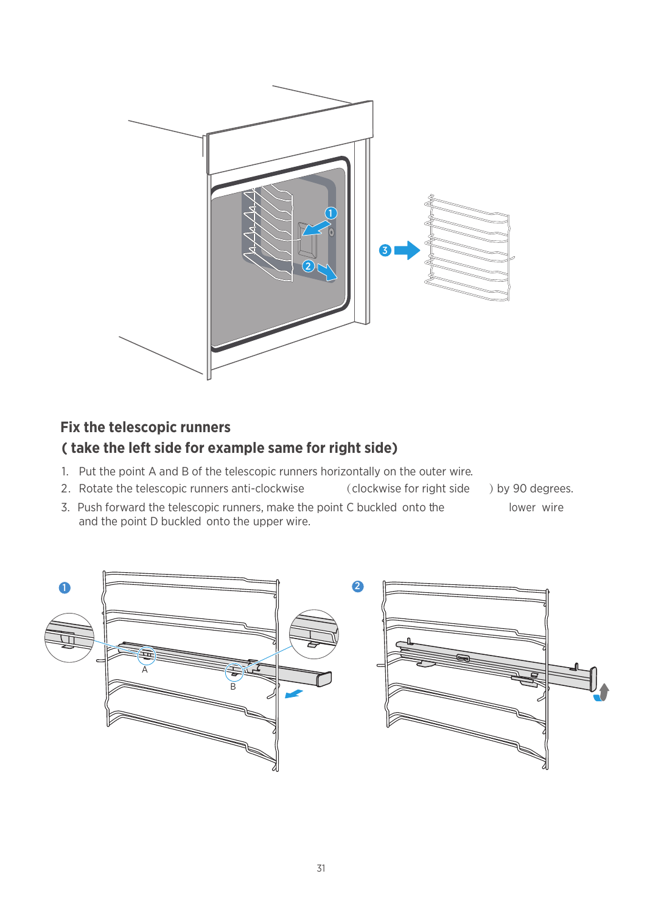## Fix the telescopic runners

## ( take the left side for example same for right side)

1. Put the point A and B of the telescopic runners horizontally on the outer wire.
2. Rotate the telescopic runners anti-clockwise (clockwise for right side) by 90 degrees.
3. Push forward the telescopic runners, make the point C buckled onto the lower wire and the point D buckled onto the upper wire.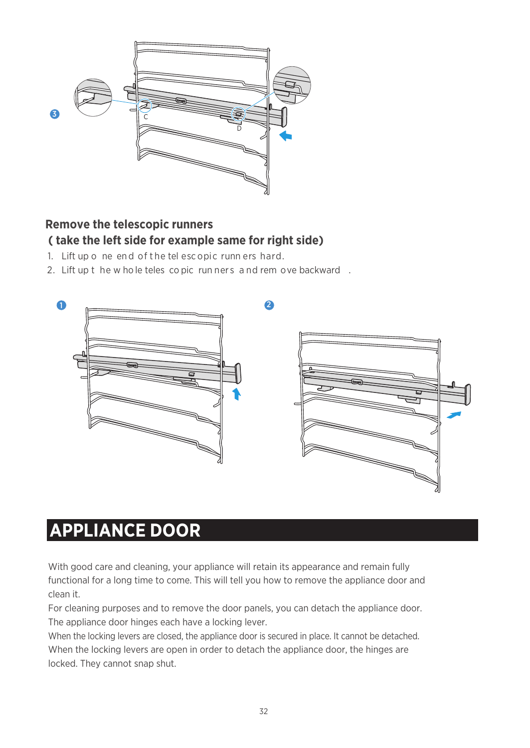## Remove the telescopic runners

### ( take the left side for example same for right side)

1. Lift up one end of the telescopic runners hard.
2. Lift up the whole telescopic runners and remove backward .

# APPLIANCE DOOR

With good care and cleaning, your appliance will retain its appearance and remain fully functional for a long time to come. This will tell you how to remove the appliance door and clean it.

For cleaning purposes and to remove the door panels, you can detach the appliance door. The appliance door hinges each have a locking lever.

When the locking levers are closed, the appliance door is secured in place. It cannot be detached.

When the locking levers are open in order to detach the appliance door, the hinges are locked. They cannot snap shut.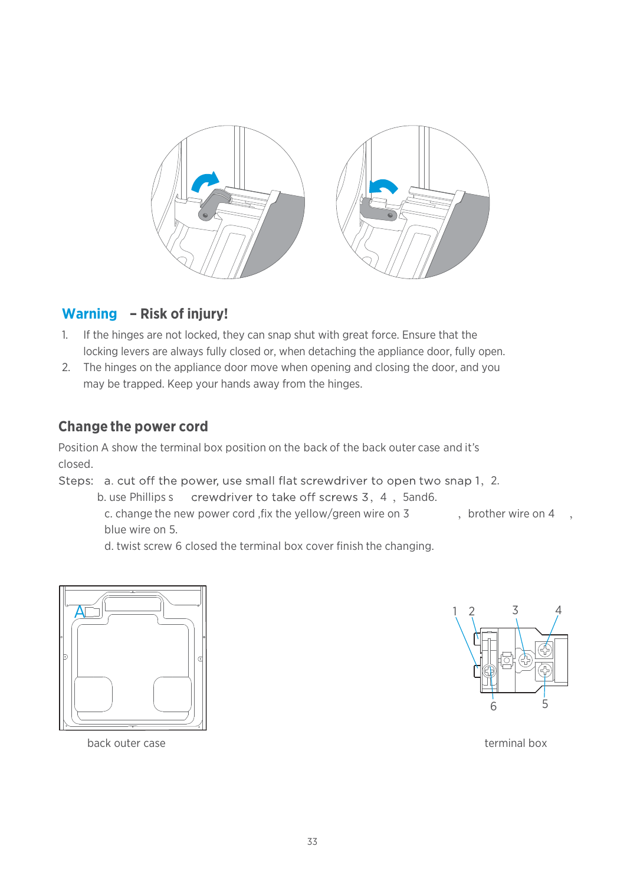## Warning – Risk of injury!

1. If the hinges are not locked, they can snap shut with great force. Ensure that the locking levers are always fully closed or, when detaching the appliance door, fully open.
2. The hinges on the appliance door move when opening and closing the door, and you may be trapped. Keep your hands away from the hinges.

## Change the power cord

Position A show the terminal box position on the back of the back outer case and it's closed.

Steps: a. cut off the power, use small flat screwdriver to open two snap 1, 2.

b. use Phillips s crewdriver to take off screws 3, 4 , 5and6.

c. change the new power cord ,fix the yellow/green wire on 3 , brother wire on 4 , blue wire on 5.

d. twist screw 6 closed the terminal box cover finish the changing.

back outer case

terminal box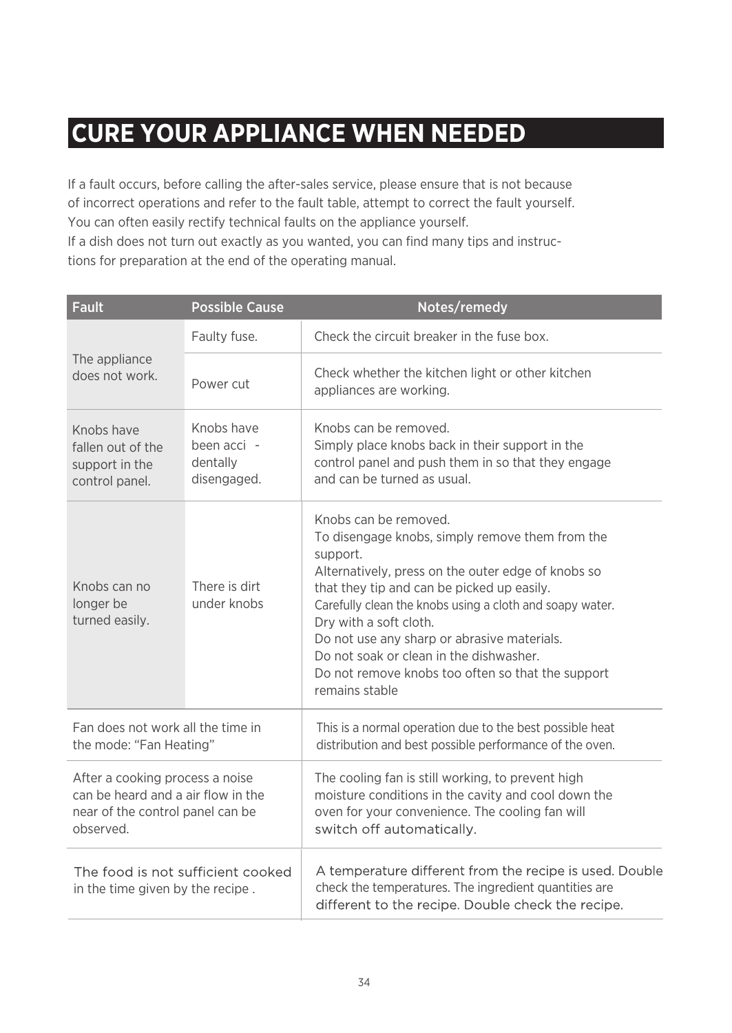# CURE YOUR APPLIANCE WHEN NEEDED

If a fault occurs, before calling the after-sales service, please ensure that is not because of incorrect operations and refer to the fault table, attempt to correct the fault yourself. You can often easily rectify technical faults on the appliance yourself.
If a dish does not turn out exactly as you wanted, you can find many tips and instructions for preparation at the end of the operating manual.

| Fault | Possible Cause | Notes/remedy |
|---|---|---|
| The appliance does not work. | Faulty fuse. | Check the circuit breaker in the fuse box. |
| | Power cut | Check whether the kitchen light or other kitchen appliances are working. |
| Knobs have fallen out of the support in the control panel. | Knobs have been acci - dentally disengaged. | Knobs can be removed.<br>Simply place knobs back in their support in the control panel and push them in so that they engage and can be turned as usual. |
| Knobs can no longer be turned easily. | There is dirt under knobs | Knobs can be removed.<br>To disengage knobs, simply remove them from the support.<br>Alternatively, press on the outer edge of knobs so that they tip and can be picked up easily.<br>Carefully clean the knobs using a cloth and soapy water.<br>Dry with a soft cloth.<br>Do not use any sharp or abrasive materials.<br>Do not soak or clean in the dishwasher.<br>Do not remove knobs too often so that the support remains stable |
| Fan does not work all the time in the mode: "Fan Heating" | | This is a normal operation due to the best possible heat distribution and best possible performance of the oven. |
| After a cooking process a noise can be heard and a air flow in the near of the control panel can be observed. | | The cooling fan is still working, to prevent high moisture conditions in the cavity and cool down the oven for your convenience. The cooling fan will switch off automatically. |
| The food is not sufficient cooked in the time given by the recipe . | | A temperature different from the recipe is used. Double check the temperatures. The ingredient quantities are different to the recipe. Double check the recipe. |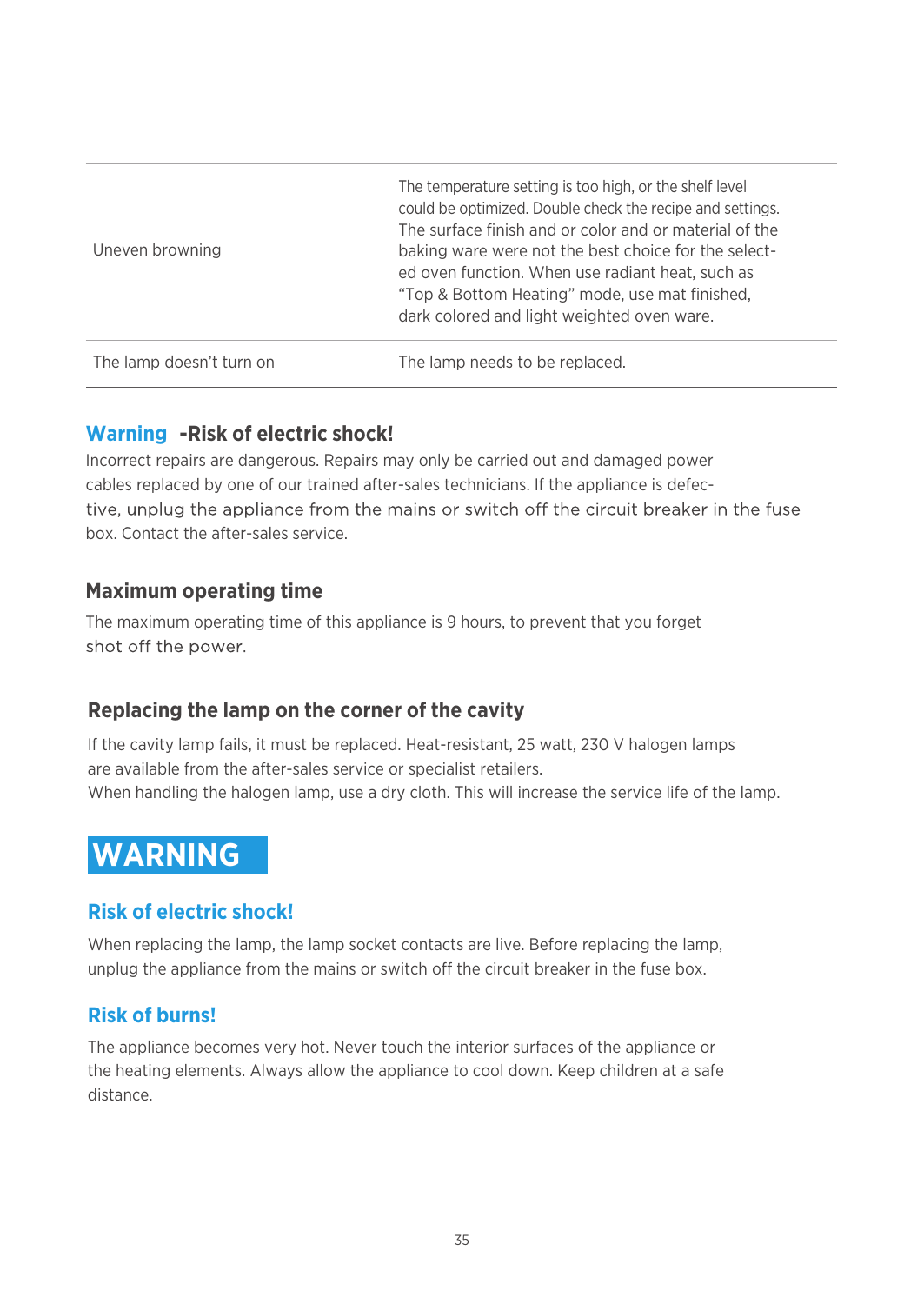| | |
|---|---|
| Uneven browning | The temperature setting is too high, or the shelf level could be optimized. Double check the recipe and settings. The surface finish and or color and or material of the baking ware were not the best choice for the selected oven function. When use radiant heat, such as “Top & Bottom Heating” mode, use mat finished, dark colored and light weighted oven ware. |
| The lamp doesn’t turn on | The lamp needs to be replaced. |

### Warning -Risk of electric shock!

Incorrect repairs are dangerous. Repairs may only be carried out and damaged power cables replaced by one of our trained after-sales technicians. If the appliance is defective, unplug the appliance from the mains or switch off the circuit breaker in the fuse box. Contact the after-sales service.

### Maximum operating time

The maximum operating time of this appliance is 9 hours, to prevent that you forget shot off the power.

### Replacing the lamp on the corner of the cavity

If the cavity lamp fails, it must be replaced. Heat-resistant, 25 watt, 230 V halogen lamps are available from the after-sales service or specialist retailers.
When handling the halogen lamp, use a dry cloth. This will increase the service life of the lamp.

## WARNING

### Risk of electric shock!

When replacing the lamp, the lamp socket contacts are live. Before replacing the lamp, unplug the appliance from the mains or switch off the circuit breaker in the fuse box.

### Risk of burns!

The appliance becomes very hot. Never touch the interior surfaces of the appliance or the heating elements. Always allow the appliance to cool down. Keep children at a safe distance.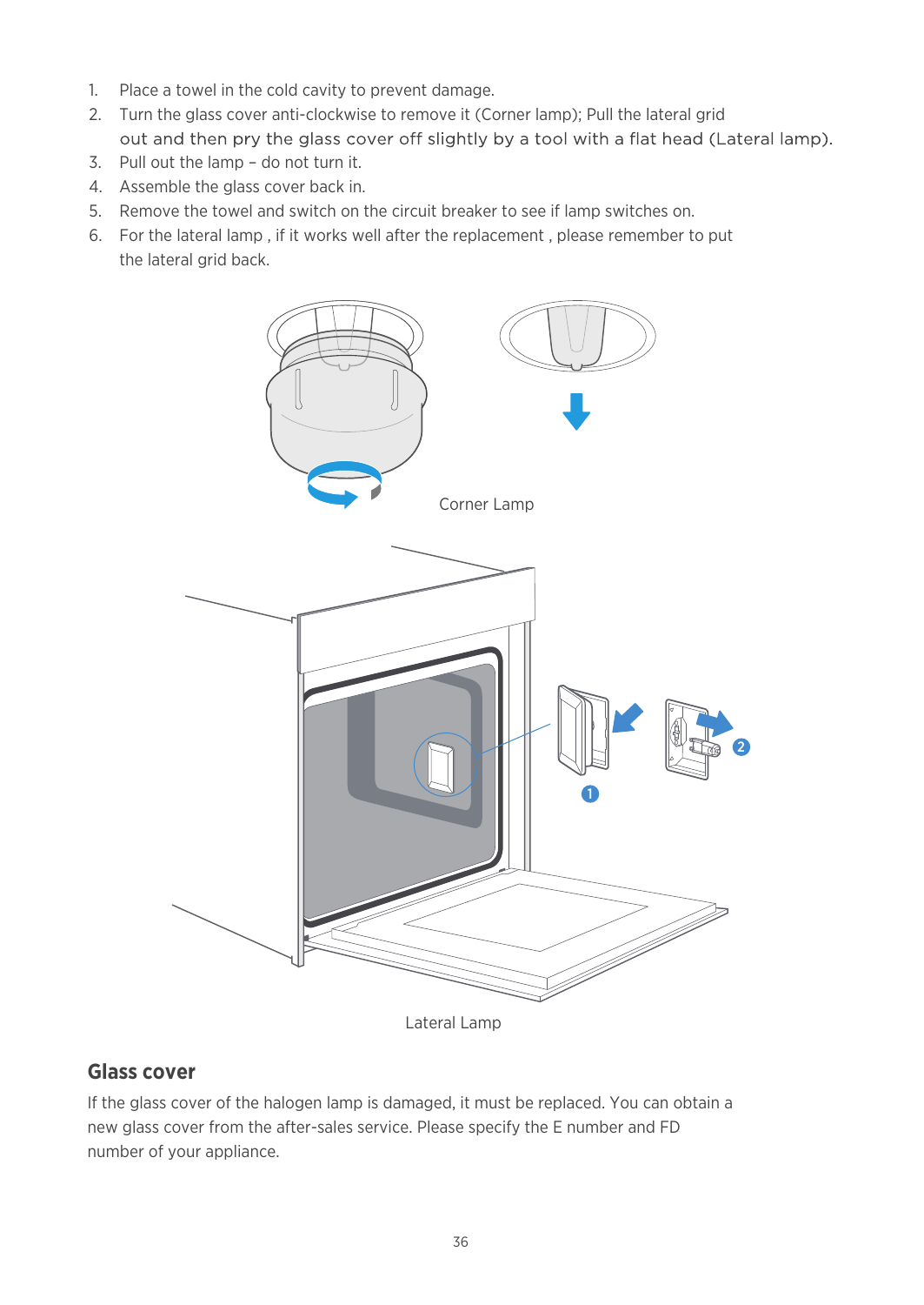1. Place a towel in the cold cavity to prevent damage.
2. Turn the glass cover anti-clockwise to remove it (Corner lamp); Pull the lateral grid out and then pry the glass cover off slightly by a tool with a flat head (Lateral lamp).
3. Pull out the lamp – do not turn it.
4. Assemble the glass cover back in.
5. Remove the towel and switch on the circuit breaker to see if lamp switches on.
6. For the lateral lamp , if it works well after the replacement , please remember to put the lateral grid back.

Corner Lamp

Lateral Lamp

## Glass cover

If the glass cover of the halogen lamp is damaged, it must be replaced. You can obtain a new glass cover from the after-sales service. Please specify the E number and FD number of your appliance.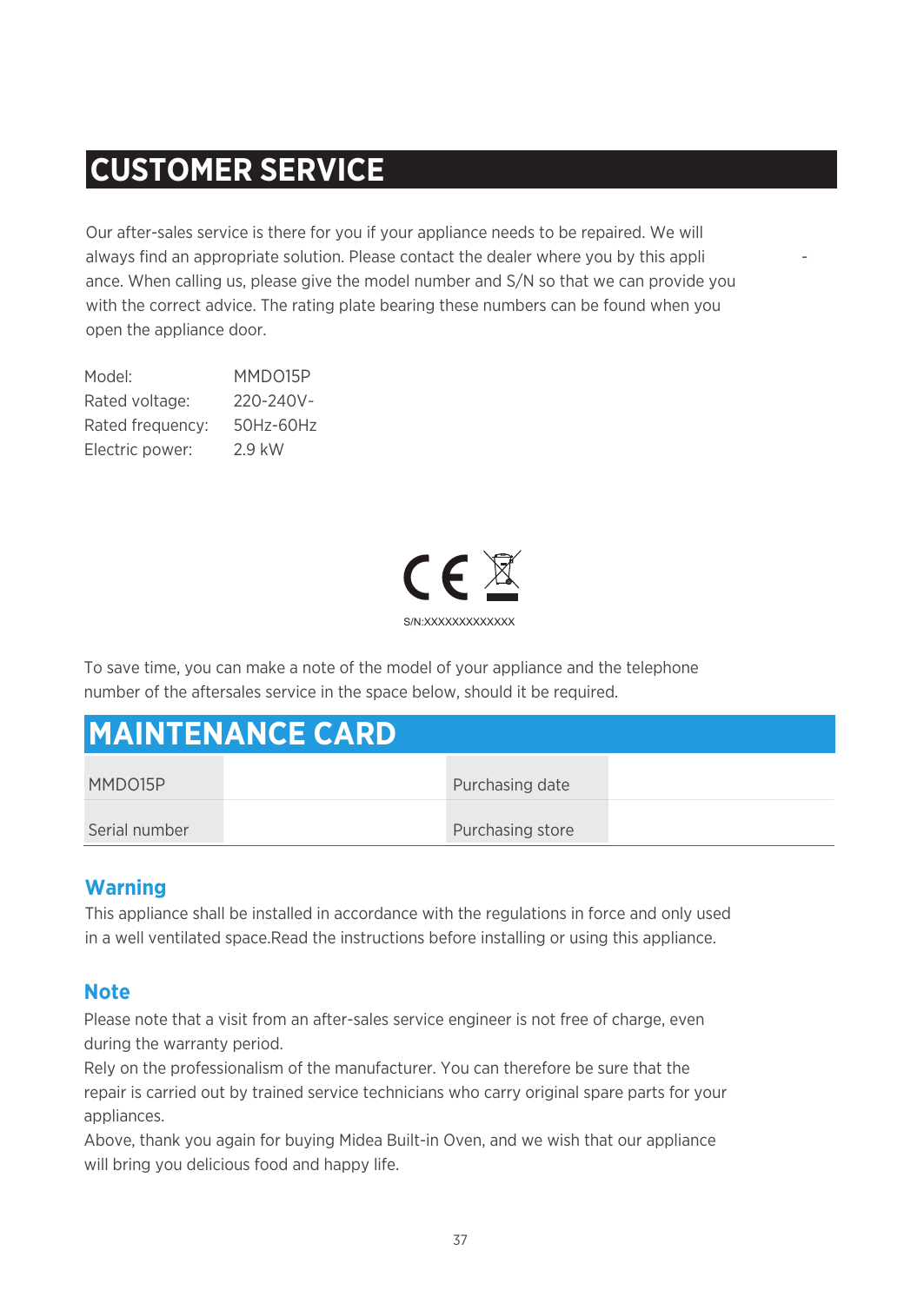# CUSTOMER SERVICE

Our after-sales service is there for you if your appliance needs to be repaired. We will always find an appropriate solution. Please contact the dealer where you by this appli - ance. When calling us, please give the model number and S/N so that we can provide you with the correct advice. The rating plate bearing these numbers can be found when you open the appliance door.

| | |
|---|---|
| Model: | MMDO15P |
| Rated voltage: | 220-240V~ |
| Rated frequency: | 50Hz-60Hz |
| Electric power: | 2.9 kW |

CE

S/N:XXXXXXXXXXXXX

To save time, you can make a note of the model of your appliance and the telephone number of the aftersales service in the space below, should it be required.

# MAINTENANCE CARD

| | | | |
|---|---|---|---|
| MMDO15P | | Purchasing date | |
| Serial number | | Purchasing store | |

## Warning

This appliance shall be installed in accordance with the regulations in force and only used in a well ventilated space.Read the instructions before installing or using this appliance.

## Note

Please note that a visit from an after-sales service engineer is not free of charge, even during the warranty period.

Rely on the professionalism of the manufacturer. You can therefore be sure that the repair is carried out by trained service technicians who carry original spare parts for your appliances.

Above, thank you again for buying Midea Built-in Oven, and we wish that our appliance will bring you delicious food and happy life.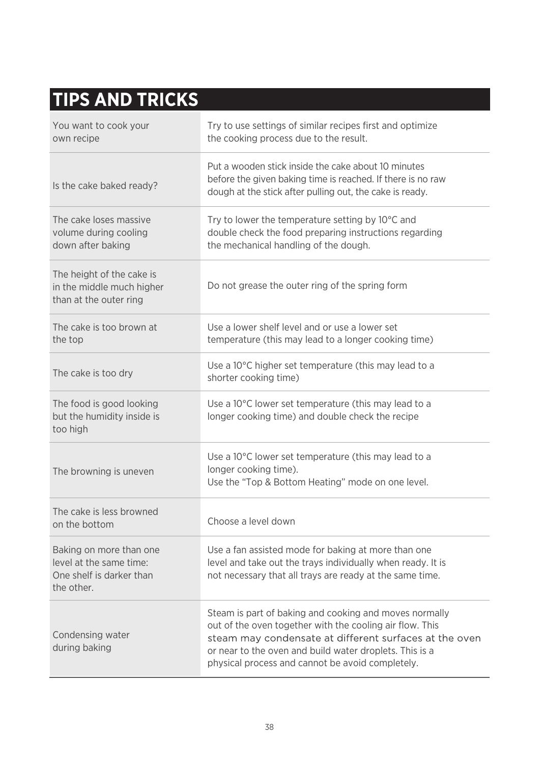# TIPS AND TRICKS

| | |
|---|---|
| You want to cook your own recipe | Try to use settings of similar recipes first and optimize the cooking process due to the result. |
| Is the cake baked ready? | Put a wooden stick inside the cake about 10 minutes before the given baking time is reached. If there is no raw dough at the stick after pulling out, the cake is ready. |
| The cake loses massive volume during cooling down after baking | Try to lower the temperature setting by 10°C and double check the food preparing instructions regarding the mechanical handling of the dough. |
| The height of the cake is in the middle much higher than at the outer ring | Do not grease the outer ring of the spring form |
| The cake is too brown at the top | Use a lower shelf level and or use a lower set temperature (this may lead to a longer cooking time) |
| The cake is too dry | Use a 10°C higher set temperature (this may lead to a shorter cooking time) |
| The food is good looking but the humidity inside is too high | Use a 10°C lower set temperature (this may lead to a longer cooking time) and double check the recipe |
| The browning is uneven | Use a 10°C lower set temperature (this may lead to a longer cooking time).<br>Use the “Top & Bottom Heating” mode on one level. |
| The cake is less browned on the bottom | Choose a level down |
| Baking on more than one level at the same time: One shelf is darker than the other. | Use a fan assisted mode for baking at more than one level and take out the trays individually when ready. It is not necessary that all trays are ready at the same time. |
| Condensing water during baking | Steam is part of baking and cooking and moves normally out of the oven together with the cooling air flow. This steam may condensate at different surfaces at the oven or near to the oven and build water droplets. This is a physical process and cannot be avoid completely. |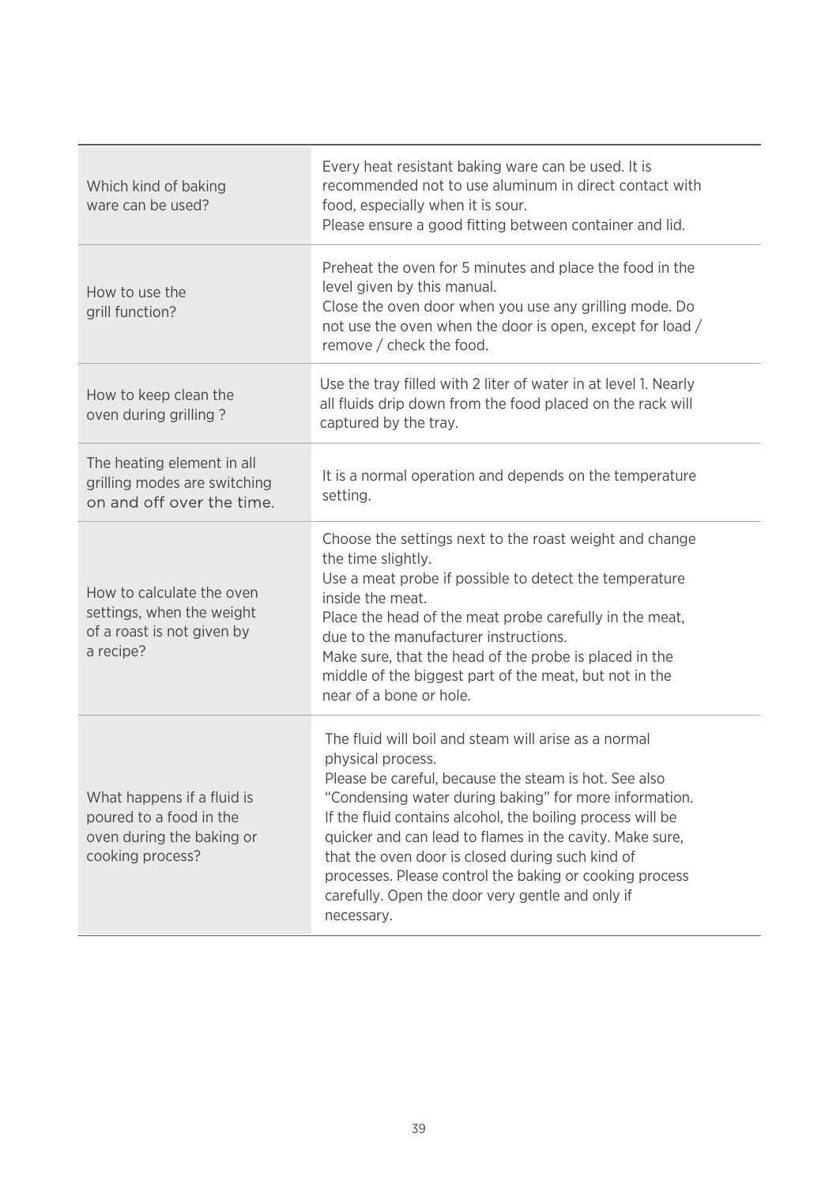| | |
|---|---|
| Which kind of baking ware can be used? | Every heat resistant baking ware can be used. It is recommended not to use aluminum in direct contact with food, especially when it is sour.<br>Please ensure a good fitting between container and lid. |
| How to use the grill function? | Preheat the oven for 5 minutes and place the food in the level given by this manual.<br>Close the oven door when you use any grilling mode. Do not use the oven when the door is open, except for load / remove / check the food. |
| How to keep clean the oven during grilling ? | Use the tray filled with 2 liter of water in at level 1. Nearly all fluids drip down from the food placed on the rack will captured by the tray. |
| The heating element in all grilling modes are switching on and off over the time. | It is a normal operation and depends on the temperature setting. |
| How to calculate the oven settings, when the weight of a roast is not given by a recipe? | Choose the settings next to the roast weight and change the time slightly.<br>Use a meat probe if possible to detect the temperature inside the meat.<br>Place the head of the meat probe carefully in the meat, due to the manufacturer instructions.<br>Make sure, that the head of the probe is placed in the middle of the biggest part of the meat, but not in the near of a bone or hole. |
| What happens if a fluid is poured to a food in the oven during the baking or cooking process? | The fluid will boil and steam will arise as a normal physical process.<br>Please be careful, because the steam is hot. See also "Condensing water during baking" for more information.<br>If the fluid contains alcohol, the boiling process will be quicker and can lead to flames in the cavity. Make sure, that the oven door is closed during such kind of processes. Please control the baking or cooking process carefully. Open the door very gentle and only if necessary. |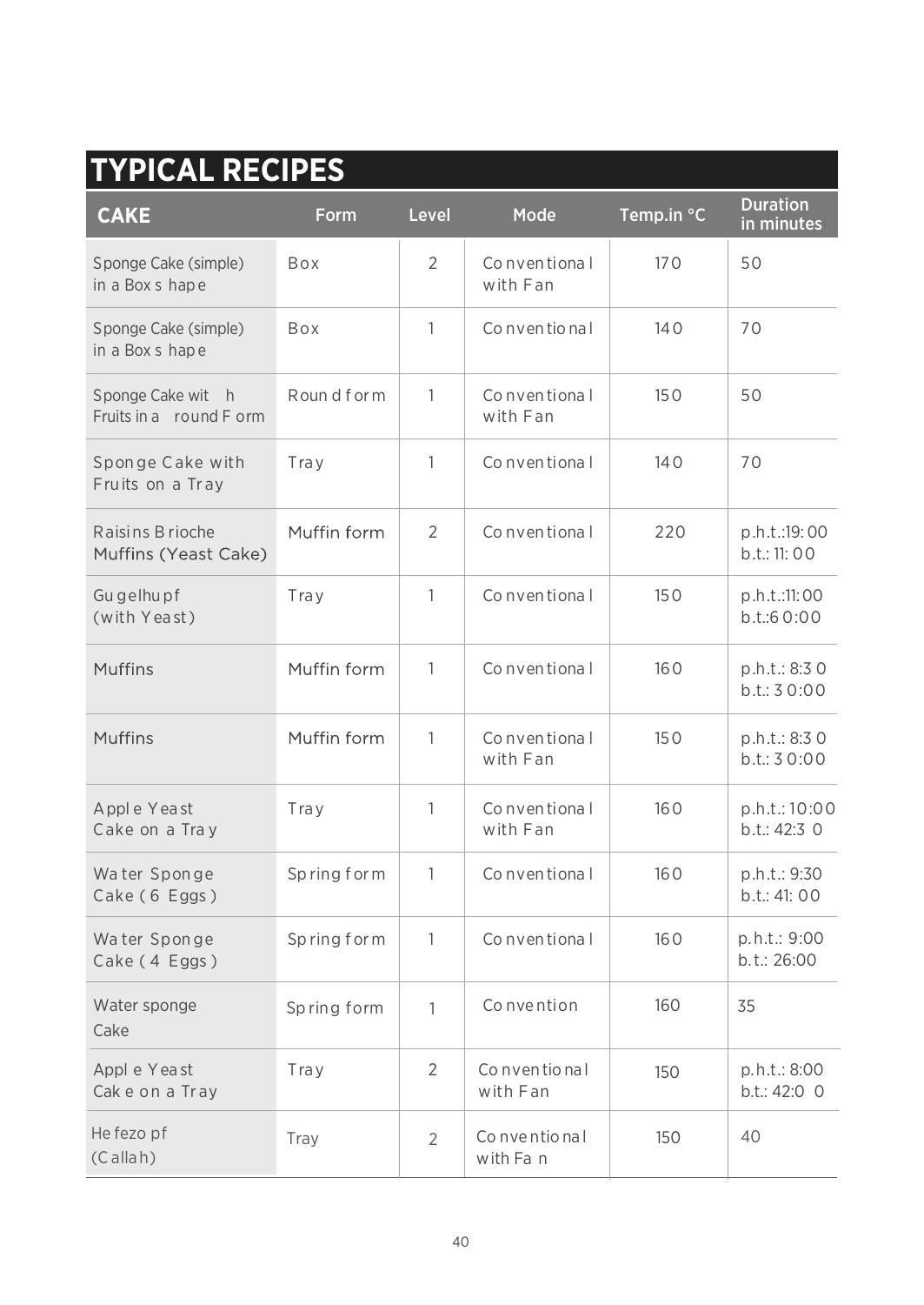# TYPICAL RECIPES

| CAKE | Form | Level | Mode | Temp.in °C | Duration in minutes |
|---|---|---|---|---|---|
| Sponge Cake (simple) in a Box shape | Box | 2 | Conventional with Fan | 170 | 50 |
| Sponge Cake (simple) in a Box shape | Box | 1 | Conventional | 140 | 70 |
| Sponge Cake with Fruits in a round Form | Round form | 1 | Conventional with Fan | 150 | 50 |
| Sponge Cake with Fruits on a Tray | Tray | 1 | Conventional | 140 | 70 |
| Raisins Brioche Muffins (Yeast Cake) | Muffin form | 2 | Conventional | 220 | p.h.t.:19:00 b.t.: 11:00 |
| Gugelhupf (with Yeast) | Tray | 1 | Conventional | 150 | p.h.t.:11:00 b.t.:60:00 |
| Muffins | Muffin form | 1 | Conventional | 160 | p.h.t.: 8:30 b.t.: 30:00 |
| Muffins | Muffin form | 1 | Conventional with Fan | 150 | p.h.t.: 8:30 b.t.: 30:00 |
| Apple Yeast Cake on a Tray | Tray | 1 | Conventional with Fan | 160 | p.h.t.: 10:00 b.t.: 42:30 |
| Water Sponge Cake (6 Eggs) | Spring form | 1 | Conventional | 160 | p.h.t.: 9:30 b.t.: 41:00 |
| Water Sponge Cake (4 Eggs) | Spring form | 1 | Conventional | 160 | p.h.t.: 9:00 b.t.: 26:00 |
| Water sponge Cake | Spring form | 1 | Convention | 160 | 35 |
| Apple Yeast Cake on a Tray | Tray | 2 | Conventional with Fan | 150 | p.h.t.: 8:00 b.t.: 42:00 |
| Hefezopf (Callah) | Tray | 2 | Conventional with Fan | 150 | 40 |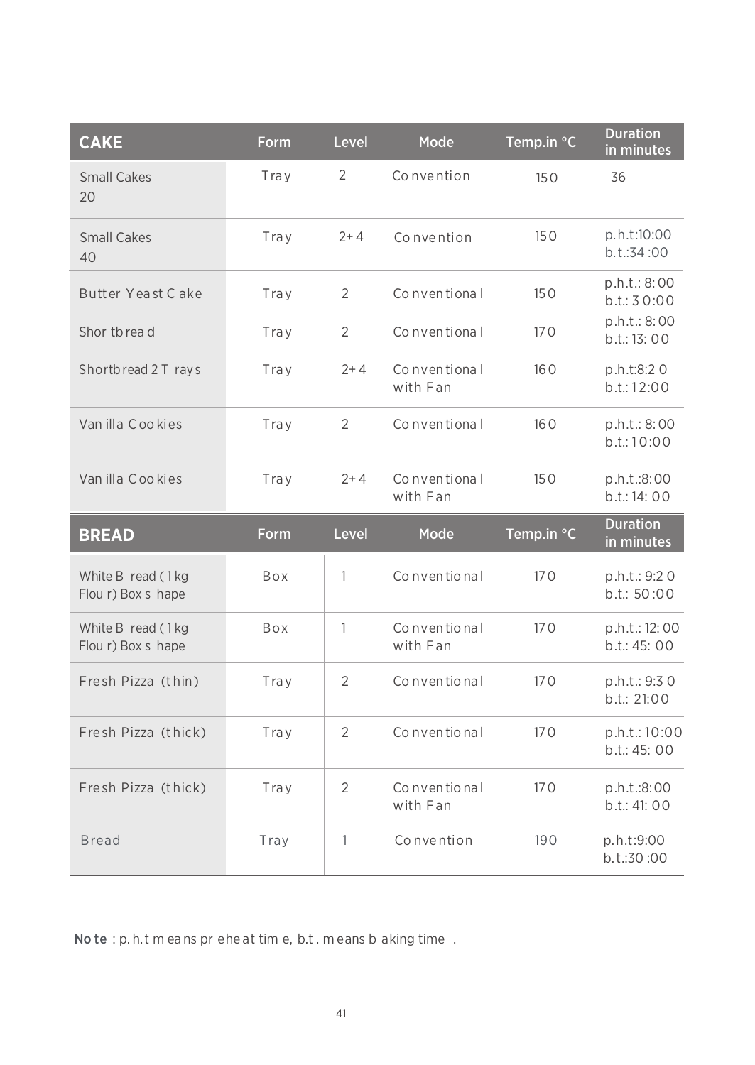| CAKE | Form | Level | Mode | Temp.in °C | Duration in minutes |
|---|---|---|---|---|---|
| Small Cakes 20 | Tray | 2 | Convention | 150 | 36 |
| Small Cakes 40 | Tray | 2+4 | Convention | 150 | p.h.t:10:00 b.t.:34:00 |
| Butter Yeast Cake | Tray | 2 | Conventional | 150 | p.h.t.: 8:00 b.t.: 30:00 |
| Shortbread | Tray | 2 | Conventional | 170 | p.h.t.: 8:00 b.t.: 13:00 |
| Shortbread 2 Trays | Tray | 2+4 | Conventional with Fan | 160 | p.h.t:8:20 b.t.: 12:00 |
| Vanilla Cookies | Tray | 2 | Conventional | 160 | p.h.t.: 8:00 b.t.: 10:00 |
| Vanilla Cookies | Tray | 2+4 | Conventional with Fan | 150 | p.h.t.:8:00 b.t.: 14:00 |
| **BREAD** | **Form** | **Level** | **Mode** | **Temp.in °C** | **Duration in minutes** |
| White Bread (1 kg Flour) Box shape | Box | 1 | Conventional | 170 | p.h.t.: 9:20 b.t.: 50:00 |
| White Bread (1 kg Flour) Box shape | Box | 1 | Conventional with Fan | 170 | p.h.t.: 12:00 b.t.: 45:00 |
| Fresh Pizza (thin) | Tray | 2 | Conventional | 170 | p.h.t.: 9:30 b.t.: 21:00 |
| Fresh Pizza (thick) | Tray | 2 | Conventional | 170 | p.h.t.: 10:00 b.t.: 45:00 |
| Fresh Pizza (thick) | Tray | 2 | Conventional with Fan | 170 | p.h.t.:8:00 b.t.: 41:00 |
| Bread | Tray | 1 | Convention | 190 | p.h.t:9:00 b.t.:30:00 |

**Note**: p.h.t means preheat time, b.t. means baking time.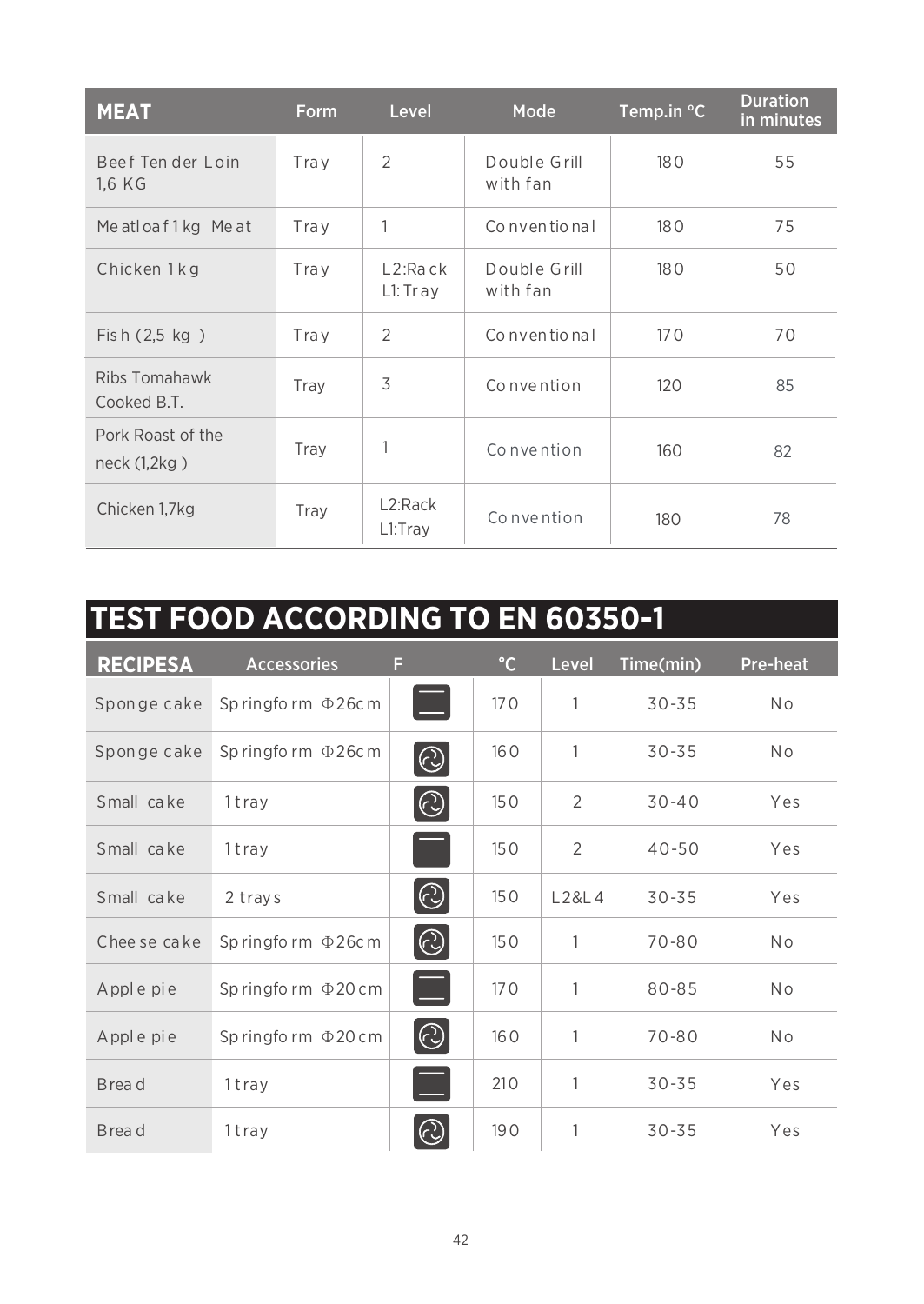| MEAT | Form | Level | Mode | Temp.in °C | Duration in minutes |
|---|---|---|---|---|---|
| Beef Tender Loin 1,6 KG | Tray | 2 | Double Grill with fan | 180 | 55 |
| Meatloaf 1 kg Meat | Tray | 1 | Conventional | 180 | 75 |
| Chicken 1 kg | Tray | L2:Rack L1: Tray | Double Grill with fan | 180 | 50 |
| Fish (2,5 kg ) | Tray | 2 | Conventional | 170 | 70 |
| Ribs Tomahawk Cooked B.T. | Tray | 3 | Convention | 120 | 85 |
| Pork Roast of the neck (1,2kg ) | Tray | 1 | Convention | 160 | 82 |
| Chicken 1,7kg | Tray | L2:Rack L1:Tray | Convention | 180 | 78 |

# TEST FOOD ACCORDING TO EN 60350-1

| RECIPESA | Accessories | F | °C | Level | Time(min) | Pre-heat |
|---|---|---|---|---|---|---|
| Sponge cake | Springform Φ26cm | | 170 | 1 | 30-35 | No |
| Sponge cake | Springform Φ26cm | | 160 | 1 | 30-35 | No |
| Small cake | 1 tray | | 150 | 2 | 30-40 | Yes |
| Small cake | 1 tray | | 150 | 2 | 40-50 | Yes |
| Small cake | 2 trays | | 150 | L2&L4 | 30-35 | Yes |
| Cheese cake | Springform Φ26cm | | 150 | 1 | 70-80 | No |
| Apple pie | Springform Φ20cm | | 170 | 1 | 80-85 | No |
| Apple pie | Springform Φ20cm | | 160 | 1 | 70-80 | No |
| Bread | 1 tray | | 210 | 1 | 30-35 | Yes |
| Bread | 1 tray | | 190 | 1 | 30-35 | Yes |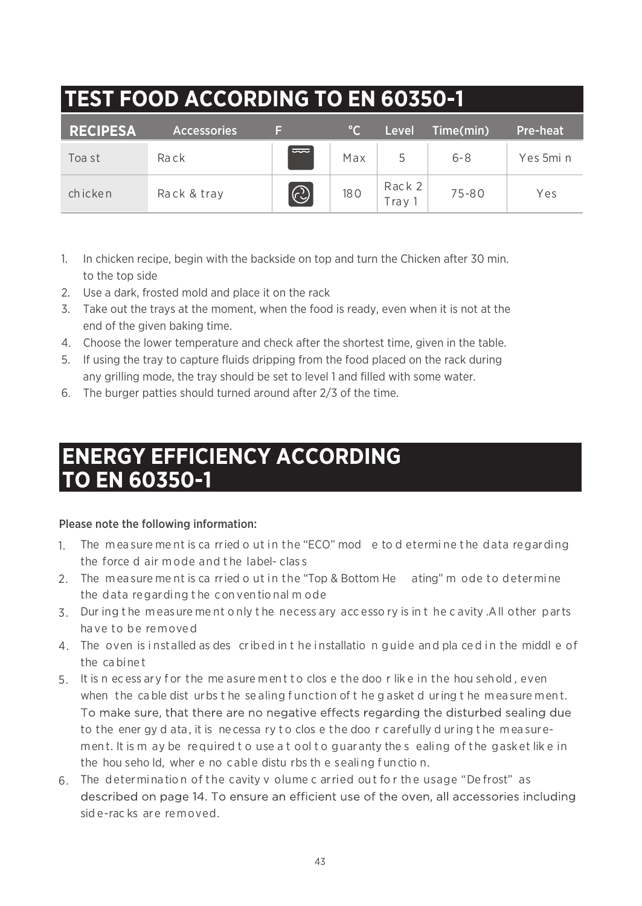# TEST FOOD ACCORDING TO EN 60350-1

| RECIPESA | Accessories | F | °C | Level | Time(min) | Pre-heat |
|---|---|---|---|---|---|---|
| Toast | Rack | | Max | 5 | 6-8 | Yes 5min |
| chicken | Rack & tray | | 180 | Rack 2 Tray 1 | 75-80 | Yes |

1. In chicken recipe, begin with the backside on top and turn the Chicken after 30 min. to the top side
2. Use a dark, frosted mold and place it on the rack
3. Take out the trays at the moment, when the food is ready, even when it is not at the end of the given baking time.
4. Choose the lower temperature and check after the shortest time, given in the table.
5. If using the tray to capture fluids dripping from the food placed on the rack during any grilling mode, the tray should be set to level 1 and filled with some water.
6. The burger patties should turned around after 2/3 of the time.

# ENERGY EFFICIENCY ACCORDING TO EN 60350-1

Please note the following information:

1. The measurement is carried out in the "ECO" mode to determine the data regarding the forced air mode and the label-class
2. The measurement is carried out in the "Top & Bottom Heating" mode to determine the data regarding the conventional mode
3. During the measurement only the necessary accessory is in the cavity. All other parts have to be removed
4. The oven is installed as described in the installation guide and placed in the middle of the cabinet
5. It is necessary for the measurement to close the door like in the household, even when the cable disturbs the sealing function of the gasket during the measurement. To make sure, that there are no negative effects regarding the disturbed sealing due to the energy data, it is necessary to close the door carefully during the measurement. It is may be required to use a tool to guaranty the sealing of the gasket like in the household, where no cable disturbs the sealing function.
6. The determination of the cavity volume carried out for the usage "Defrost" as described on page 14. To ensure an efficient use of the oven, all accessories including side-racks are removed.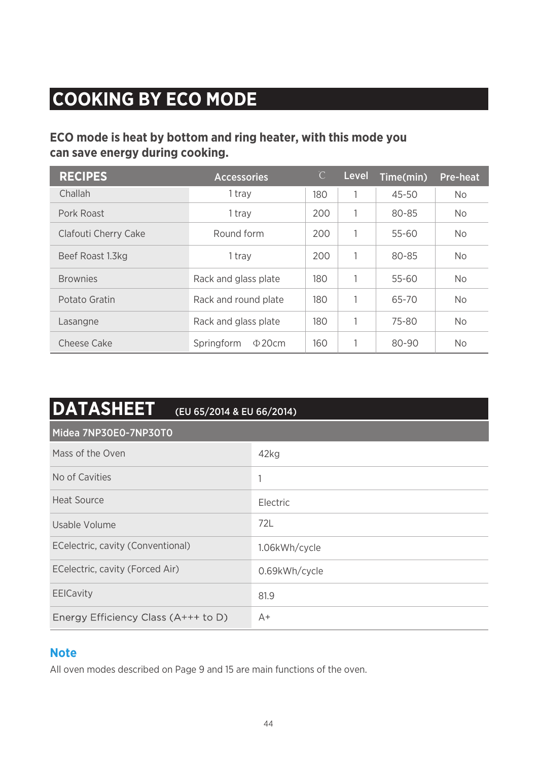# COOKING BY ECO MODE

**ECO mode is heat by bottom and ring heater, with this mode you can save energy during cooking.**

| RECIPES | Accessories | ℃ | Level | Time(min) | Pre-heat |
|---|---|---|---|---|---|
| Challah | 1 tray | 180 | 1 | 45-50 | No |
| Pork Roast | 1 tray | 200 | 1 | 80-85 | No |
| Clafouti Cherry Cake | Round form | 200 | 1 | 55-60 | No |
| Beef Roast 1.3kg | 1 tray | 200 | 1 | 80-85 | No |
| Brownies | Rack and glass plate | 180 | 1 | 55-60 | No |
| Potato Gratin | Rack and round plate | 180 | 1 | 65-70 | No |
| Lasangne | Rack and glass plate | 180 | 1 | 75-80 | No |
| Cheese Cake | Springform Φ20cm | 160 | 1 | 80-90 | No |

# DATASHEET (EU 65/2014 & EU 66/2014)

| Midea 7NP30E0-7NP30T0 | |
|---|---|
| Mass of the Oven | 42kg |
| No of Cavities | 1 |
| Heat Source | Electric |
| Usable Volume | 72L |
| ECelectric, cavity (Conventional) | 1.06kWh/cycle |
| ECelectric, cavity (Forced Air) | 0.69kWh/cycle |
| EEICavity | 81.9 |
| Energy Efficiency Class (A+++ to D) | A+ |

## Note

All oven modes described on Page 9 and 15 are main functions of the oven.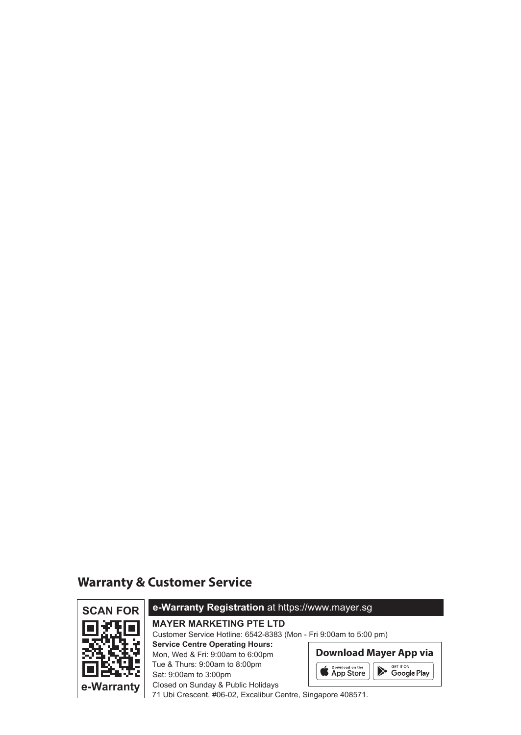## Warranty & Customer Service

SCAN FOR

e-Warranty

**e-Warranty Registration** at https://www.mayer.sg

**MAYER MARKETING PTE LTD**

Customer Service Hotline: 6542-8383 (Mon - Fri 9:00am to 5:00 pm)

**Service Centre Operating Hours:**

Mon, Wed & Fri: 9:00am to 6:00pm

Tue & Thurs: 9:00am to 8:00pm

Sat: 9:00am to 3:00pm

Closed on Sunday & Public Holidays

71 Ubi Crescent, #06-02, Excalibur Centre, Singapore 408571.

**Download Mayer App via**

Download on the App Store

GET IT ON Google Play